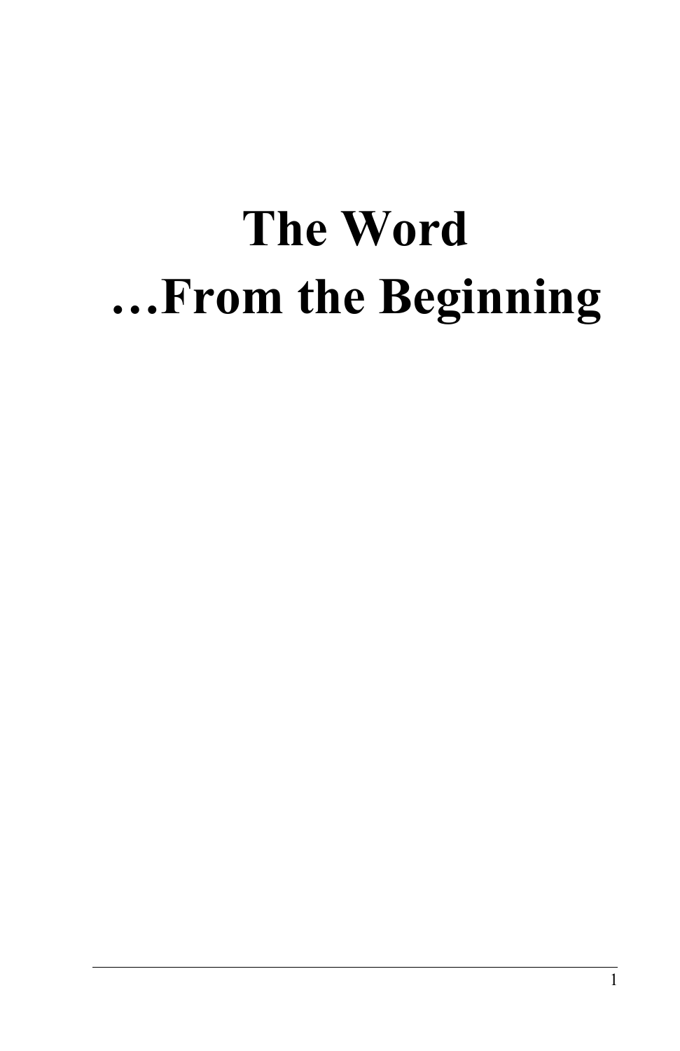# The Word
# …From the Beginning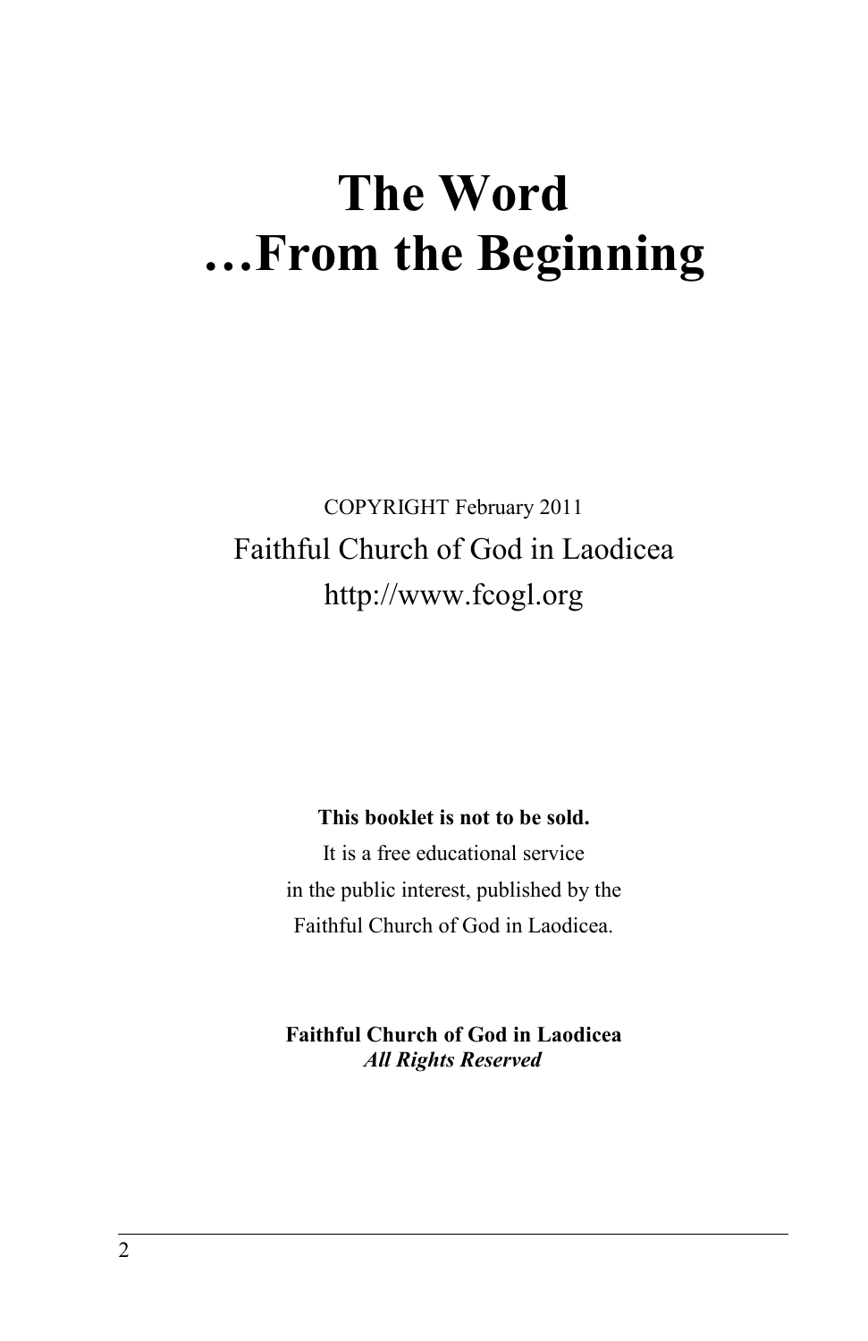# The Word …From the Beginning

COPYRIGHT February 2011

Faithful Church of God in Laodicea

http://www.fcogl.org

**This booklet is not to be sold.**

It is a free educational service

in the public interest, published by the

Faithful Church of God in Laodicea.

**Faithful Church of God in Laodicea**

***All Rights Reserved***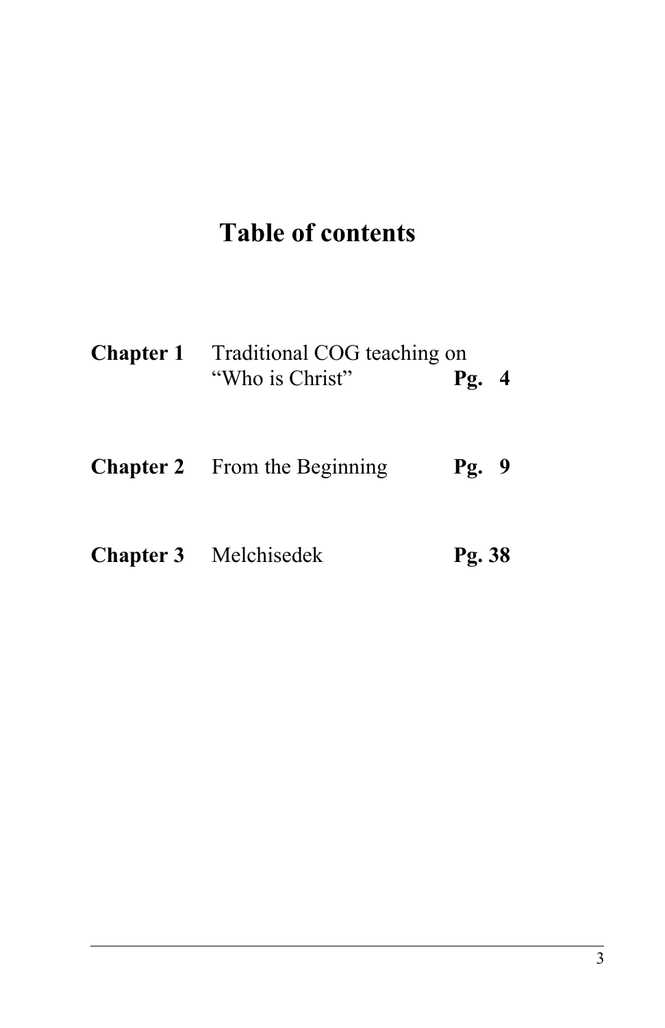# Table of contents

| | | |
|---|---|---|
| **Chapter 1** | Traditional COG teaching on “Who is Christ” | **Pg. 4** |
| **Chapter 2** | From the Beginning | **Pg. 9** |
| **Chapter 3** | Melchisedek | **Pg. 38** |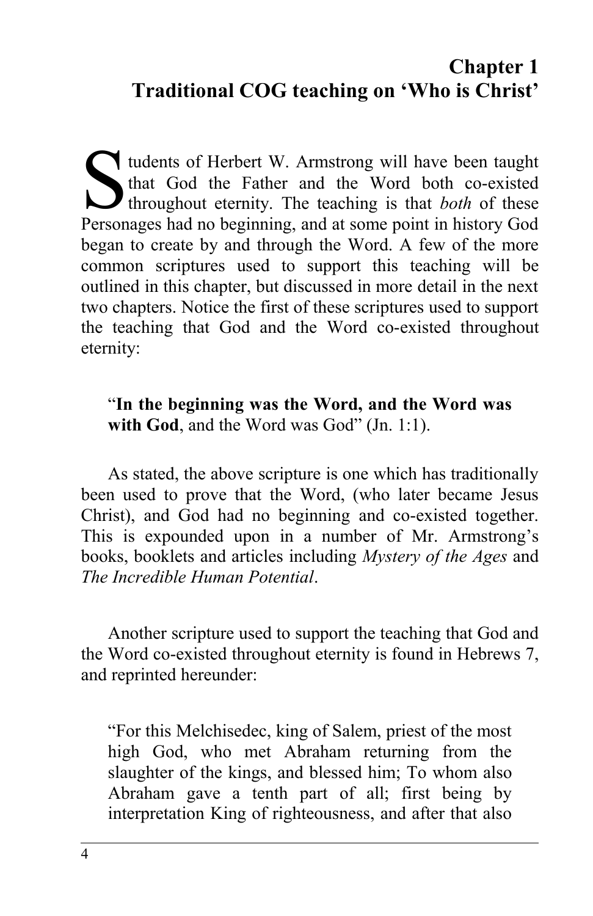## Chapter 1
## Traditional COG teaching on 'Who is Christ'

Students of Herbert W. Armstrong will have been taught that God the Father and the Word both co-existed throughout eternity. The teaching is that *both* of these Personages had no beginning, and at some point in history God began to create by and through the Word. A few of the more common scriptures used to support this teaching will be outlined in this chapter, but discussed in more detail in the next two chapters. Notice the first of these scriptures used to support the teaching that God and the Word co-existed throughout eternity:

> "**In the beginning was the Word, and the Word was with God**, and the Word was God" (Jn. 1:1).

As stated, the above scripture is one which has traditionally been used to prove that the Word, (who later became Jesus Christ), and God had no beginning and co-existed together. This is expounded upon in a number of Mr. Armstrong's books, booklets and articles including *Mystery of the Ages* and *The Incredible Human Potential*.

Another scripture used to support the teaching that God and the Word co-existed throughout eternity is found in Hebrews 7, and reprinted hereunder:

> "For this Melchisedec, king of Salem, priest of the most high God, who met Abraham returning from the slaughter of the kings, and blessed him; To whom also Abraham gave a tenth part of all; first being by interpretation King of righteousness, and after that also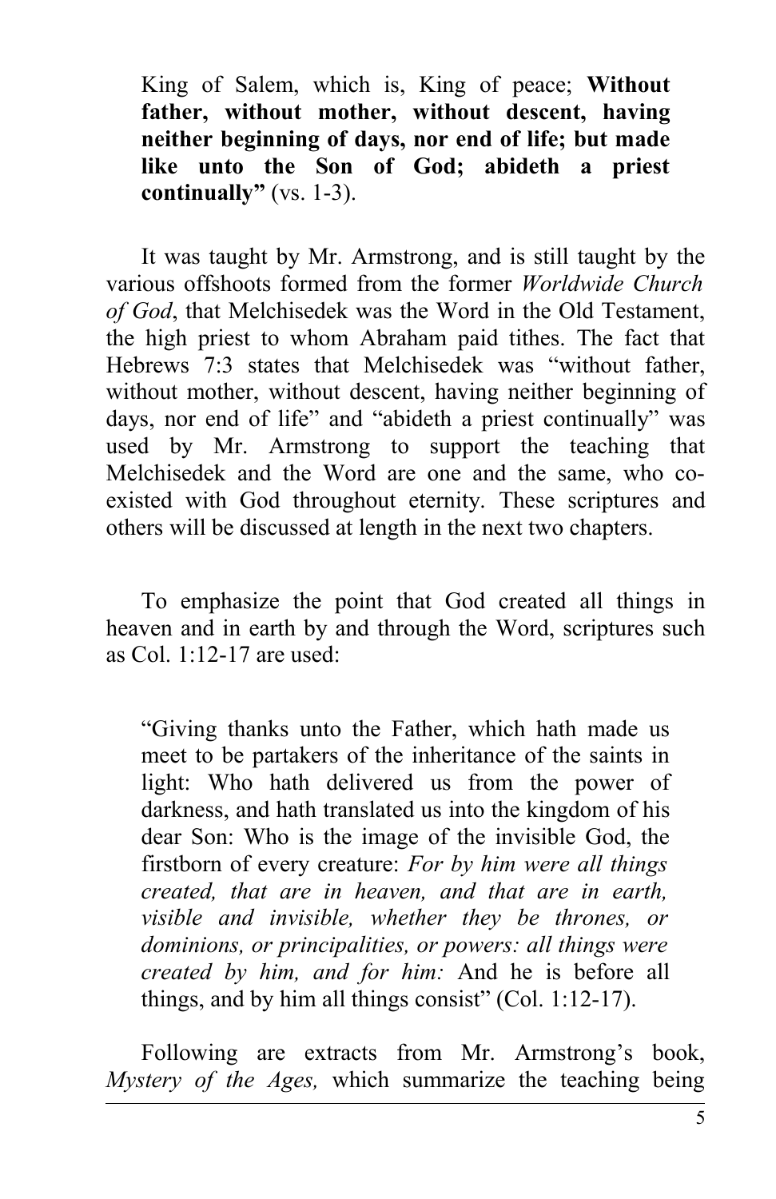> King of Salem, which is, King of peace; **Without father, without mother, without descent, having neither beginning of days, nor end of life; but made like unto the Son of God; abideth a priest continually"** (vs. 1-3).

It was taught by Mr. Armstrong, and is still taught by the various offshoots formed from the former *Worldwide Church of God*, that Melchisedek was the Word in the Old Testament, the high priest to whom Abraham paid tithes. The fact that Hebrews 7:3 states that Melchisedek was "without father, without mother, without descent, having neither beginning of days, nor end of life" and "abideth a priest continually" was used by Mr. Armstrong to support the teaching that Melchisedek and the Word are one and the same, who co-existed with God throughout eternity. These scriptures and others will be discussed at length in the next two chapters.

To emphasize the point that God created all things in heaven and in earth by and through the Word, scriptures such as Col. 1:12-17 are used:

> "Giving thanks unto the Father, which hath made us meet to be partakers of the inheritance of the saints in light: Who hath delivered us from the power of darkness, and hath translated us into the kingdom of his dear Son: Who is the image of the invisible God, the firstborn of every creature: *For by him were all things created, that are in heaven, and that are in earth, visible and invisible, whether they be thrones, or dominions, or principalities, or powers: all things were created by him, and for him:* And he is before all things, and by him all things consist" (Col. 1:12-17).

Following are extracts from Mr. Armstrong's book, *Mystery of the Ages,* which summarize the teaching being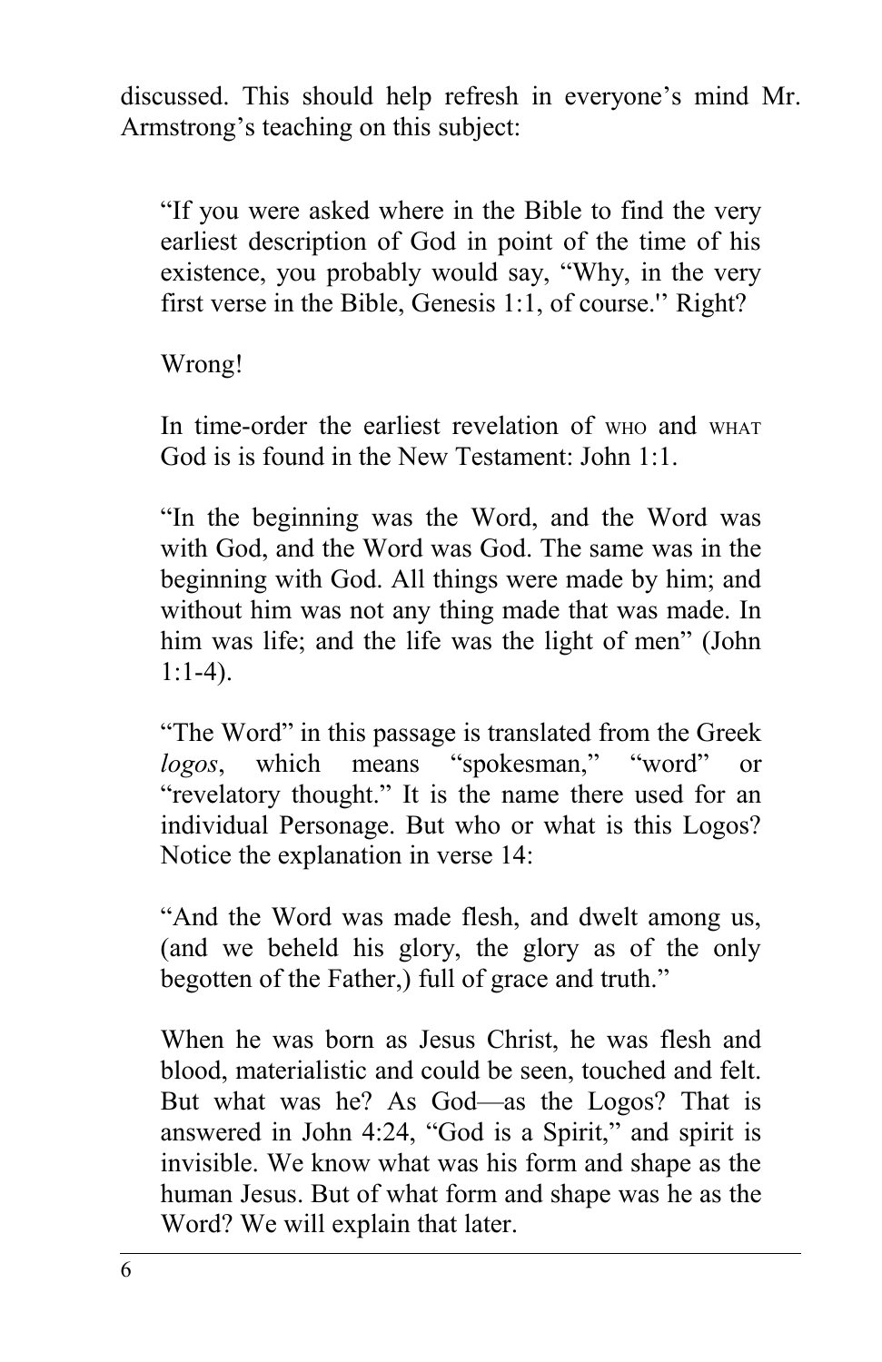discussed. This should help refresh in everyone's mind Mr. Armstrong's teaching on this subject:

> "If you were asked where in the Bible to find the very earliest description of God in point of the time of his existence, you probably would say, "Why, in the very first verse in the Bible, Genesis 1:1, of course.'' Right?
>
> Wrong!
>
> In time-order the earliest revelation of WHO and WHAT God is is found in the New Testament: John 1:1.
>
> "In the beginning was the Word, and the Word was with God, and the Word was God. The same was in the beginning with God. All things were made by him; and without him was not any thing made that was made. In him was life; and the life was the light of men" (John 1:1-4).
>
> "The Word" in this passage is translated from the Greek *logos*, which means "spokesman," "word" or "revelatory thought." It is the name there used for an individual Personage. But who or what is this Logos? Notice the explanation in verse 14:
>
> "And the Word was made flesh, and dwelt among us, (and we beheld his glory, the glory as of the only begotten of the Father,) full of grace and truth."
>
> When he was born as Jesus Christ, he was flesh and blood, materialistic and could be seen, touched and felt. But what was he? As God—as the Logos? That is answered in John 4:24, "God is a Spirit," and spirit is invisible. We know what was his form and shape as the human Jesus. But of what form and shape was he as the Word? We will explain that later.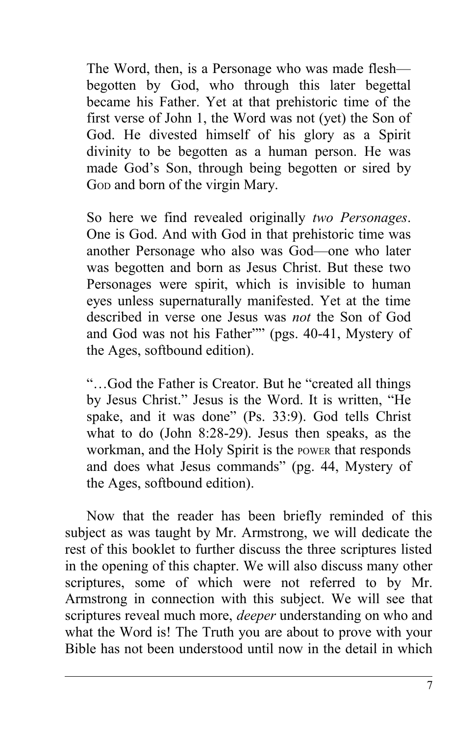> The Word, then, is a Personage who was made flesh—begotten by God, who through this later begettal became his Father. Yet at that prehistoric time of the first verse of John 1, the Word was not (yet) the Son of God. He divested himself of his glory as a Spirit divinity to be begotten as a human person. He was made God's Son, through being begotten or sired by GOD and born of the virgin Mary.
>
> So here we find revealed originally *two Personages*. One is God. And with God in that prehistoric time was another Personage who also was God—one who later was begotten and born as Jesus Christ. But these two Personages were spirit, which is invisible to human eyes unless supernaturally manifested. Yet at the time described in verse one Jesus was *not* the Son of God and God was not his Father"" (pgs. 40-41, Mystery of the Ages, softbound edition).
>
> "…God the Father is Creator. But he "created all things by Jesus Christ." Jesus is the Word. It is written, "He spake, and it was done" (Ps. 33:9). God tells Christ what to do (John 8:28-29). Jesus then speaks, as the workman, and the Holy Spirit is the POWER that responds and does what Jesus commands" (pg. 44, Mystery of the Ages, softbound edition).

Now that the reader has been briefly reminded of this subject as was taught by Mr. Armstrong, we will dedicate the rest of this booklet to further discuss the three scriptures listed in the opening of this chapter. We will also discuss many other scriptures, some of which were not referred to by Mr. Armstrong in connection with this subject. We will see that scriptures reveal much more, *deeper* understanding on who and what the Word is! The Truth you are about to prove with your Bible has not been understood until now in the detail in which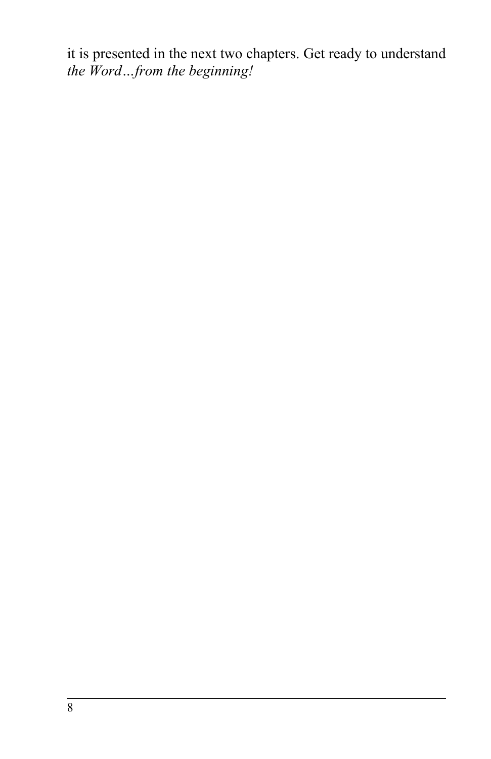it is presented in the next two chapters. Get ready to understand *the Word…from the beginning!*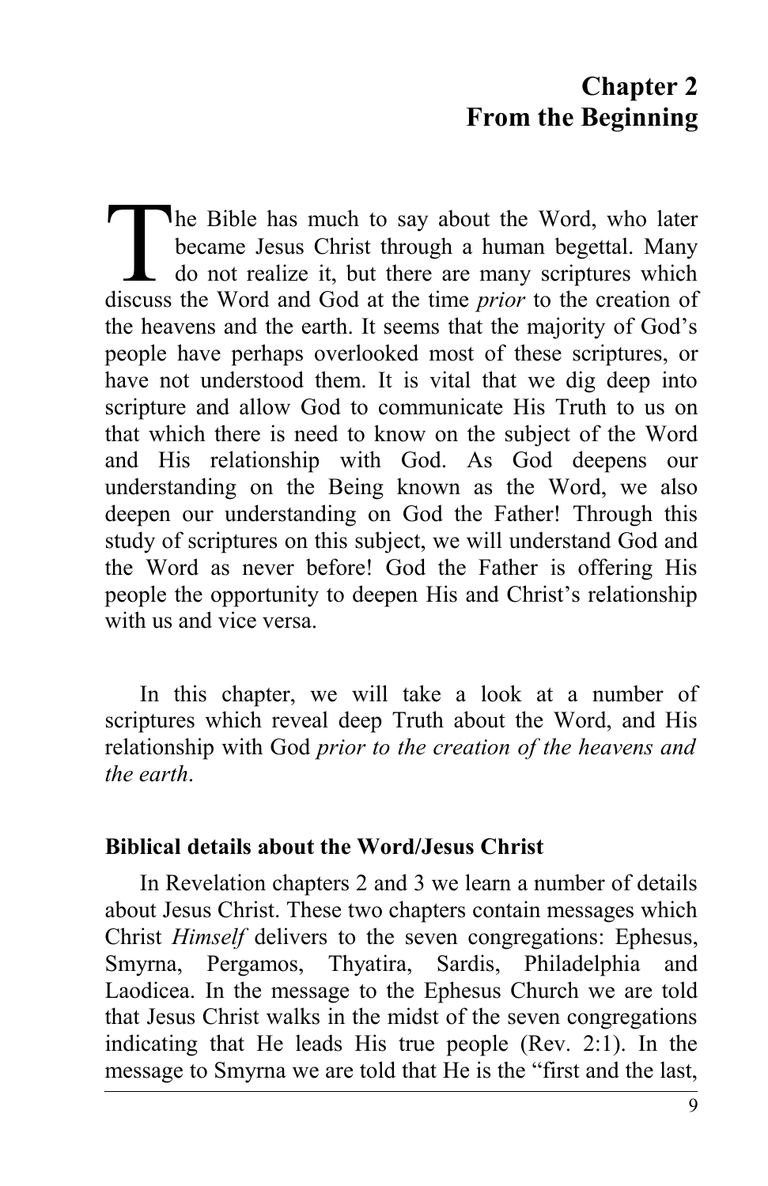# Chapter 2
# From the Beginning

The Bible has much to say about the Word, who later became Jesus Christ through a human begettal. Many do not realize it, but there are many scriptures which discuss the Word and God at the time *prior* to the creation of the heavens and the earth. It seems that the majority of God's people have perhaps overlooked most of these scriptures, or have not understood them. It is vital that we dig deep into scripture and allow God to communicate His Truth to us on that which there is need to know on the subject of the Word and His relationship with God. As God deepens our understanding on the Being known as the Word, we also deepen our understanding on God the Father! Through this study of scriptures on this subject, we will understand God and the Word as never before! God the Father is offering His people the opportunity to deepen His and Christ's relationship with us and vice versa.

In this chapter, we will take a look at a number of scriptures which reveal deep Truth about the Word, and His relationship with God *prior to the creation of the heavens and the earth*.

**Biblical details about the Word/Jesus Christ**

In Revelation chapters 2 and 3 we learn a number of details about Jesus Christ. These two chapters contain messages which Christ *Himself* delivers to the seven congregations: Ephesus, Smyrna, Pergamos, Thyatira, Sardis, Philadelphia and Laodicea. In the message to the Ephesus Church we are told that Jesus Christ walks in the midst of the seven congregations indicating that He leads His true people (Rev. 2:1). In the message to Smyrna we are told that He is the "first and the last,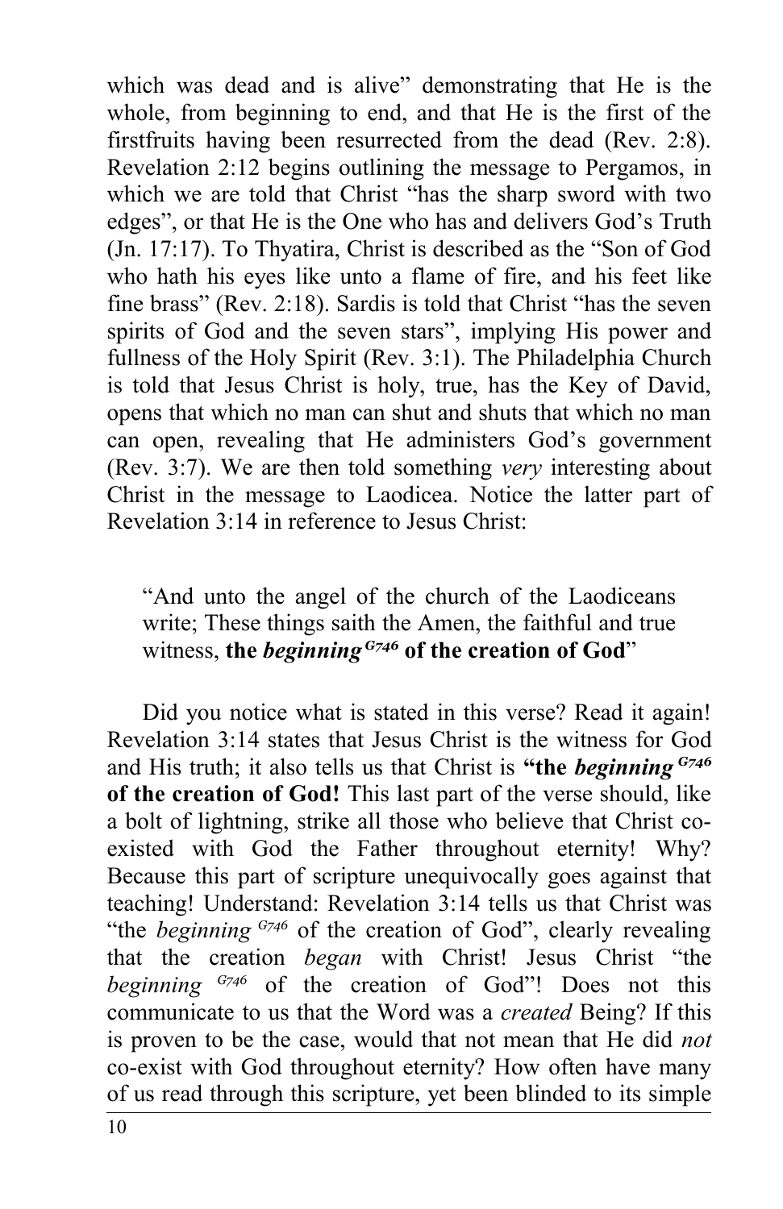which was dead and is alive" demonstrating that He is the whole, from beginning to end, and that He is the first of the firstfruits having been resurrected from the dead (Rev. 2:8). Revelation 2:12 begins outlining the message to Pergamos, in which we are told that Christ "has the sharp sword with two edges", or that He is the One who has and delivers God's Truth (Jn. 17:17). To Thyatira, Christ is described as the "Son of God who hath his eyes like unto a flame of fire, and his feet like fine brass" (Rev. 2:18). Sardis is told that Christ "has the seven spirits of God and the seven stars", implying His power and fullness of the Holy Spirit (Rev. 3:1). The Philadelphia Church is told that Jesus Christ is holy, true, has the Key of David, opens that which no man can shut and shuts that which no man can open, revealing that He administers God's government (Rev. 3:7). We are then told something *very* interesting about Christ in the message to Laodicea. Notice the latter part of Revelation 3:14 in reference to Jesus Christ:

> "And unto the angel of the church of the Laodiceans write; These things saith the Amen, the faithful and true witness, **the *beginning* G746 of the creation of God**"

Did you notice what is stated in this verse? Read it again! Revelation 3:14 states that Jesus Christ is the witness for God and His truth; it also tells us that Christ is **"the *beginning* G746 of the creation of God!** This last part of the verse should, like a bolt of lightning, strike all those who believe that Christ co-existed with God the Father throughout eternity! Why? Because this part of scripture unequivocally goes against that teaching! Understand: Revelation 3:14 tells us that Christ was "the *beginning* G746 of the creation of God", clearly revealing that the creation *began* with Christ! Jesus Christ "the *beginning* G746 of the creation of God"! Does not this communicate to us that the Word was a *created* Being? If this is proven to be the case, would that not mean that He did *not* co-exist with God throughout eternity? How often have many of us read through this scripture, yet been blinded to its simple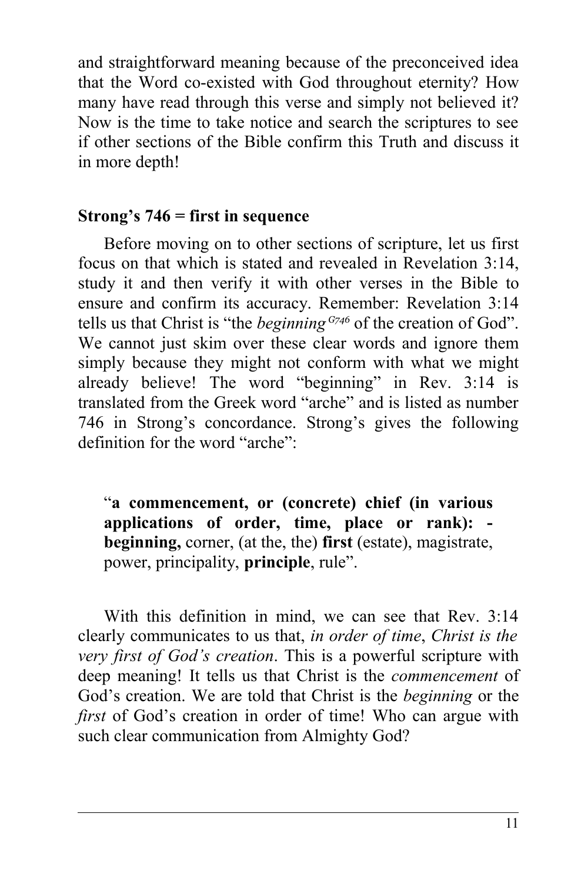and straightforward meaning because of the preconceived idea that the Word co-existed with God throughout eternity? How many have read through this verse and simply not believed it? Now is the time to take notice and search the scriptures to see if other sections of the Bible confirm this Truth and discuss it in more depth!

**Strong's 746 = first in sequence**

Before moving on to other sections of scripture, let us first focus on that which is stated and revealed in Revelation 3:14, study it and then verify it with other verses in the Bible to ensure and confirm its accuracy. Remember: Revelation 3:14 tells us that Christ is "the *beginning* [G746] of the creation of God". We cannot just skim over these clear words and ignore them simply because they might not conform with what we might already believe! The word "beginning" in Rev. 3:14 is translated from the Greek word "arche" and is listed as number 746 in Strong's concordance. Strong's gives the following definition for the word "arche":

> "**a commencement, or (concrete) chief (in various applications of order, time, place or rank): - beginning,** corner, (at the, the) **first** (estate), magistrate, power, principality, **principle**, rule".

With this definition in mind, we can see that Rev. 3:14 clearly communicates to us that, *in order of time*, *Christ is the very first of God's creation*. This is a powerful scripture with deep meaning! It tells us that Christ is the *commencement* of God's creation. We are told that Christ is the *beginning* or the *first* of God's creation in order of time! Who can argue with such clear communication from Almighty God?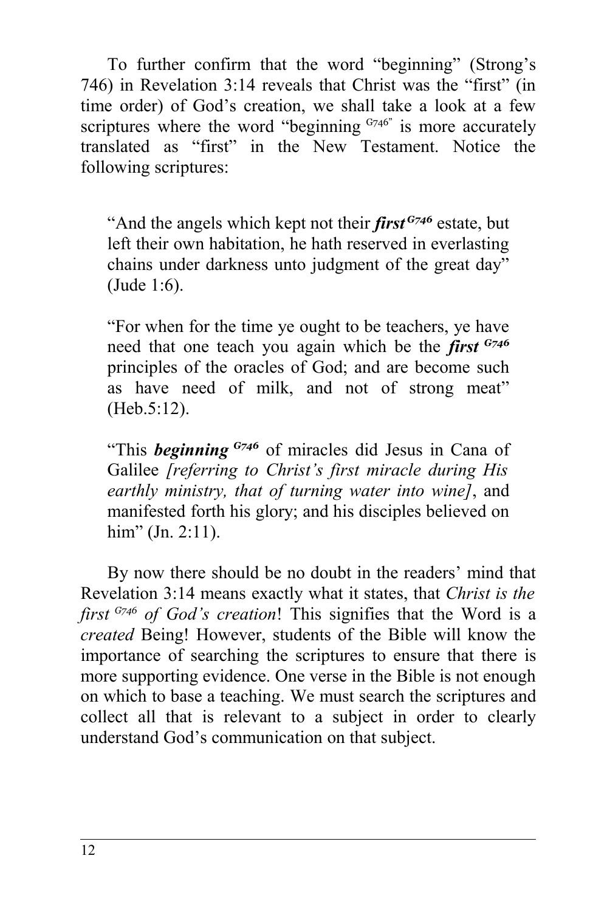To further confirm that the word "beginning" (Strong's 746) in Revelation 3:14 reveals that Christ was the "first" (in time order) of God's creation, we shall take a look at a few scriptures where the word "beginning G746" is more accurately translated as "first" in the New Testament. Notice the following scriptures:

> "And the angels which kept not their ***first G746*** estate, but left their own habitation, he hath reserved in everlasting chains under darkness unto judgment of the great day" (Jude 1:6).
>
> "For when for the time ye ought to be teachers, ye have need that one teach you again which be the ***first G746*** principles of the oracles of God; and are become such as have need of milk, and not of strong meat" (Heb.5:12).
>
> "This ***beginning G746*** of miracles did Jesus in Cana of Galilee *[referring to Christ's first miracle during His earthly ministry, that of turning water into wine]*, and manifested forth his glory; and his disciples believed on him" (Jn. 2:11).

By now there should be no doubt in the readers' mind that Revelation 3:14 means exactly what it states, that *Christ is the first G746 of God's creation*! This signifies that the Word is a *created* Being! However, students of the Bible will know the importance of searching the scriptures to ensure that there is more supporting evidence. One verse in the Bible is not enough on which to base a teaching. We must search the scriptures and collect all that is relevant to a subject in order to clearly understand God's communication on that subject.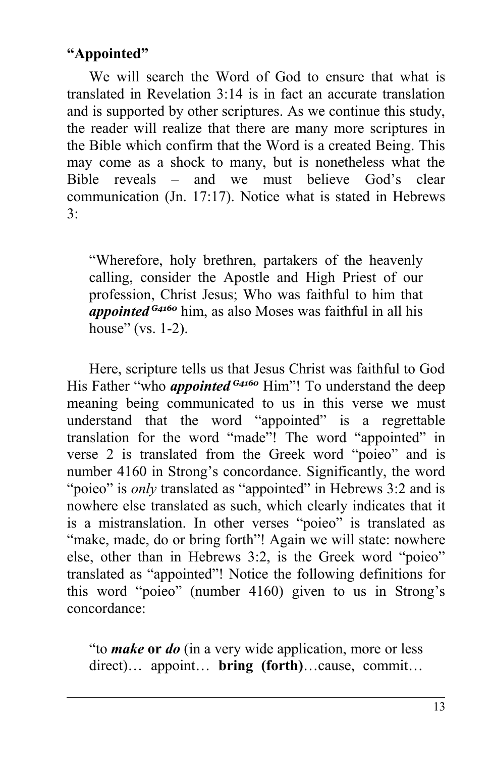**“Appointed”**

We will search the Word of God to ensure that what is translated in Revelation 3:14 is in fact an accurate translation and is supported by other scriptures. As we continue this study, the reader will realize that there are many more scriptures in the Bible which confirm that the Word is a created Being. This may come as a shock to many, but is nonetheless what the Bible reveals – and we must believe God’s clear communication (Jn. 17:17). Notice what is stated in Hebrews 3:

> “Wherefore, holy brethren, partakers of the heavenly calling, consider the Apostle and High Priest of our profession, Christ Jesus; Who was faithful to him that ***appointed*** ***G4160*** him, as also Moses was faithful in all his house” (vs. 1-2).

Here, scripture tells us that Jesus Christ was faithful to God His Father “who ***appointed*** ***G4160*** Him”! To understand the deep meaning being communicated to us in this verse we must understand that the word “appointed” is a regrettable translation for the word “made”! The word “appointed” in verse 2 is translated from the Greek word “poieo” and is number 4160 in Strong’s concordance. Significantly, the word “poieo” is *only* translated as “appointed” in Hebrews 3:2 and is nowhere else translated as such, which clearly indicates that it is a mistranslation. In other verses “poieo” is translated as “make, made, do or bring forth”! Again we will state: nowhere else, other than in Hebrews 3:2, is the Greek word “poieo” translated as “appointed”! Notice the following definitions for this word “poieo” (number 4160) given to us in Strong’s concordance:

> “to ***make*** **or** ***do*** (in a very wide application, more or less direct)… appoint… **bring (forth)**…cause, commit…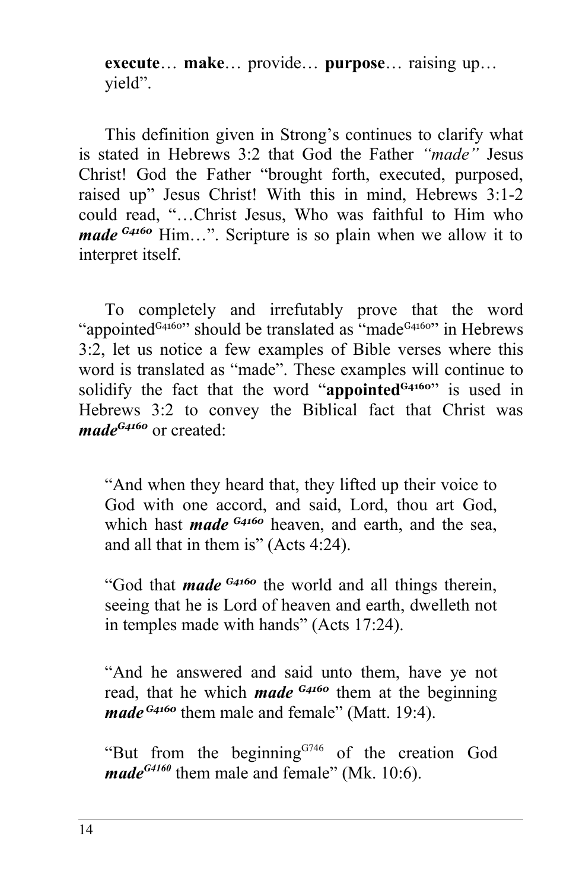> **execute**… **make**… provide… **purpose**… raising up… yield".

This definition given in Strong's continues to clarify what is stated in Hebrews 3:2 that God the Father *"made"* Jesus Christ! God the Father "brought forth, executed, purposed, raised up" Jesus Christ! With this in mind, Hebrews 3:1-2 could read, "…Christ Jesus, Who was faithful to Him who ***made*** ***G4160*** Him…". Scripture is so plain when we allow it to interpret itself.

To completely and irrefutably prove that the word "appointed[G4160]" should be translated as "made[G4160]" in Hebrews 3:2, let us notice a few examples of Bible verses where this word is translated as "made". These examples will continue to solidify the fact that the word "**appointed**[**G4160**]" is used in Hebrews 3:2 to convey the Biblical fact that Christ was ***made***[***G4160***] or created:

> "And when they heard that, they lifted up their voice to God with one accord, and said, Lord, thou art God, which hast ***made*** ***G4160*** heaven, and earth, and the sea, and all that in them is" (Acts 4:24).
>
> "God that ***made*** ***G4160*** the world and all things therein, seeing that he is Lord of heaven and earth, dwelleth not in temples made with hands" (Acts 17:24).
>
> "And he answered and said unto them, have ye not read, that he which ***made*** ***G4160*** them at the beginning ***made*** ***G4160*** them male and female" (Matt. 19:4).
>
> "But from the beginning[G746] of the creation God ***made***[***G4160***] them male and female" (Mk. 10:6).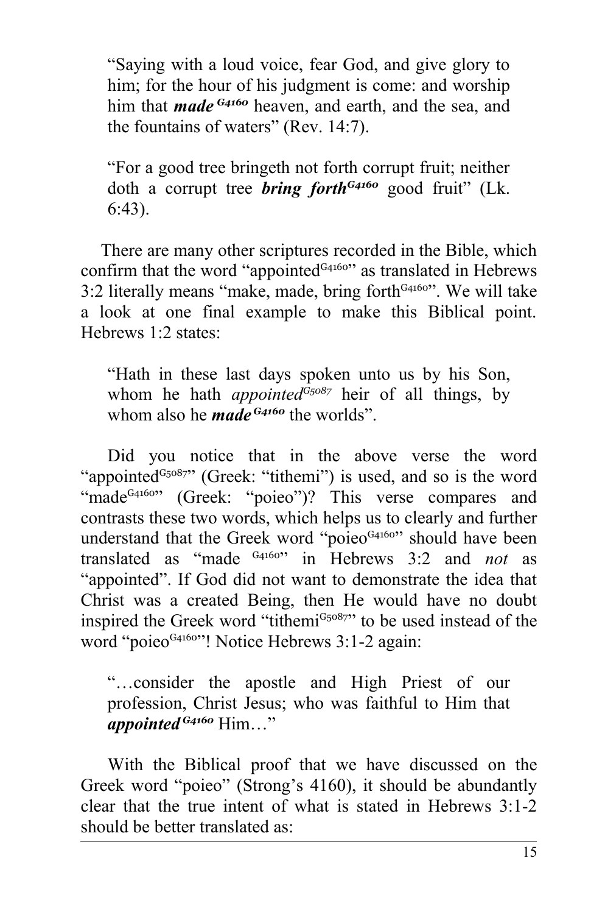> "Saying with a loud voice, fear God, and give glory to him; for the hour of his judgment is come: and worship him that ***made*** ***G4160*** heaven, and earth, and the sea, and the fountains of waters" (Rev. 14:7).

> "For a good tree bringeth not forth corrupt fruit; neither doth a corrupt tree ***bring forth******G4160*** good fruit" (Lk. 6:43).

There are many other scriptures recorded in the Bible, which confirm that the word "appointed[G4160]" as translated in Hebrews 3:2 literally means "make, made, bring forth[G4160]". We will take a look at one final example to make this Biblical point. Hebrews 1:2 states:

> "Hath in these last days spoken unto us by his Son, whom he hath *appointed*[G5087] heir of all things, by whom also he ***made*** ***G4160*** the worlds".

Did you notice that in the above verse the word "appointed[G5087]" (Greek: "tithemi") is used, and so is the word "made[G4160]" (Greek: "poieo")? This verse compares and contrasts these two words, which helps us to clearly and further understand that the Greek word "poieo[G4160]" should have been translated as "made [G4160]" in Hebrews 3:2 and *not* as "appointed". If God did not want to demonstrate the idea that Christ was a created Being, then He would have no doubt inspired the Greek word "tithemi[G5087]" to be used instead of the word "poieo[G4160]"! Notice Hebrews 3:1-2 again:

> "…consider the apostle and High Priest of our profession, Christ Jesus; who was faithful to Him that ***appointed*** ***G4160*** Him…"

With the Biblical proof that we have discussed on the Greek word "poieo" (Strong's 4160), it should be abundantly clear that the true intent of what is stated in Hebrews 3:1-2 should be better translated as: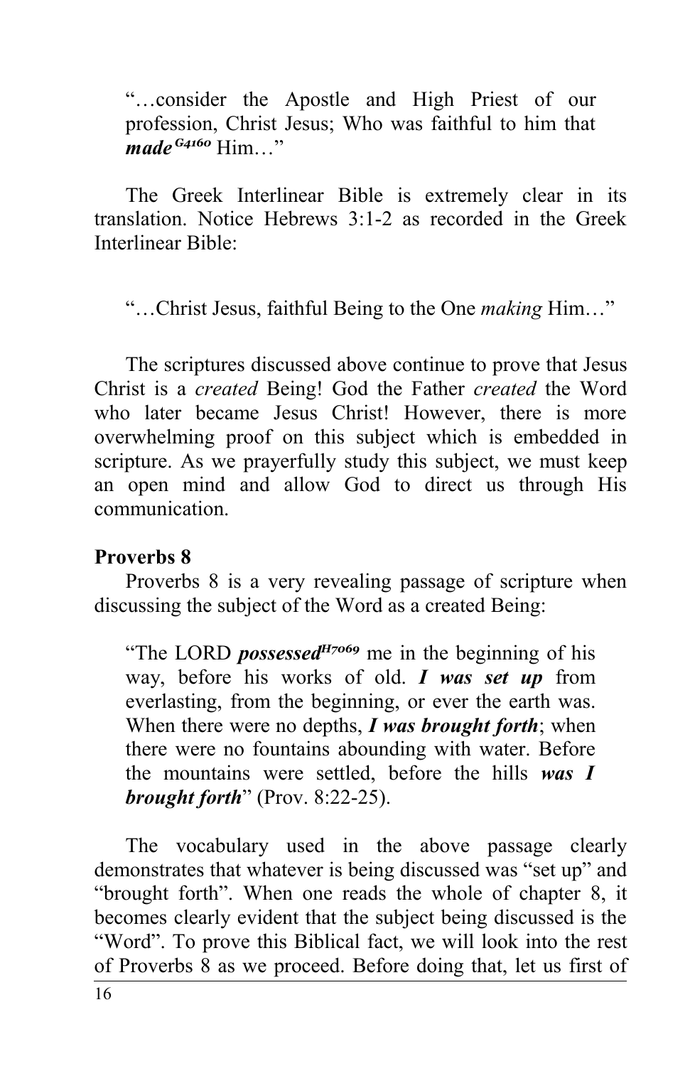> "…consider the Apostle and High Priest of our profession, Christ Jesus; Who was faithful to him that ***made***[G4160] Him…"

The Greek Interlinear Bible is extremely clear in its translation. Notice Hebrews 3:1-2 as recorded in the Greek Interlinear Bible:

> "…Christ Jesus, faithful Being to the One *making* Him…"

The scriptures discussed above continue to prove that Jesus Christ is a *created* Being! God the Father *created* the Word who later became Jesus Christ! However, there is more overwhelming proof on this subject which is embedded in scripture. As we prayerfully study this subject, we must keep an open mind and allow God to direct us through His communication.

**Proverbs 8**

Proverbs 8 is a very revealing passage of scripture when discussing the subject of the Word as a created Being:

> "The LORD ***possessed***[H7069] me in the beginning of his way, before his works of old. ***I was set up*** from everlasting, from the beginning, or ever the earth was. When there were no depths, ***I was brought forth***; when there were no fountains abounding with water. Before the mountains were settled, before the hills ***was I brought forth***" (Prov. 8:22-25).

The vocabulary used in the above passage clearly demonstrates that whatever is being discussed was "set up" and "brought forth". When one reads the whole of chapter 8, it becomes clearly evident that the subject being discussed is the "Word". To prove this Biblical fact, we will look into the rest of Proverbs 8 as we proceed. Before doing that, let us first of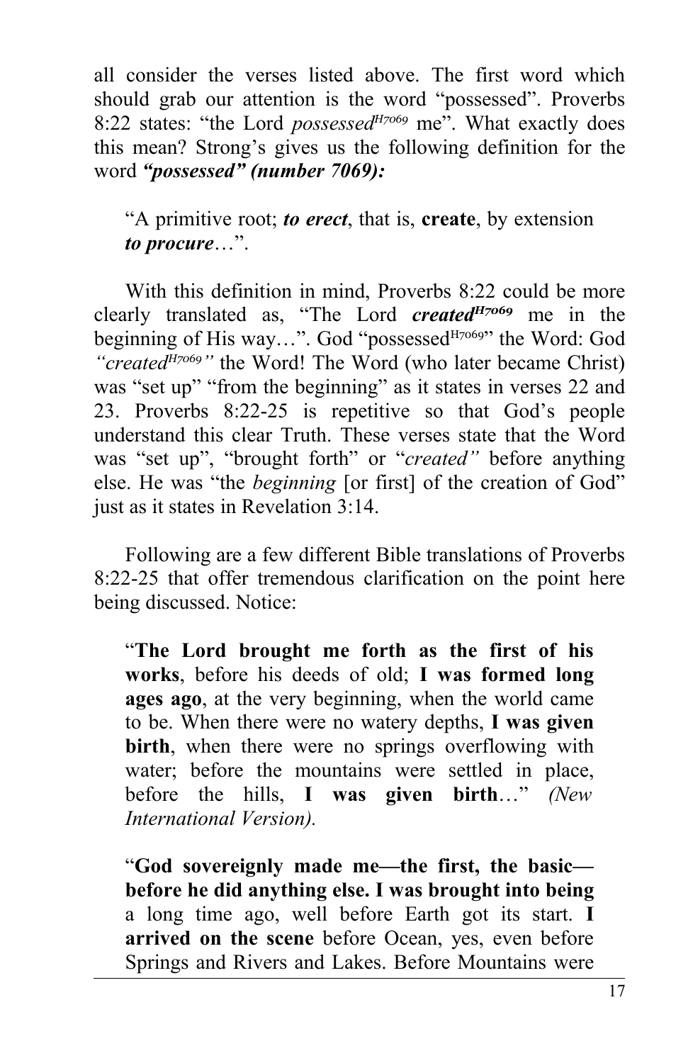all consider the verses listed above. The first word which should grab our attention is the word "possessed". Proverbs 8:22 states: "the Lord *possessed*[H7069] me". What exactly does this mean? Strong's gives us the following definition for the word ***"possessed" (number 7069):***

> "A primitive root; ***to erect***, that is, **create**, by extension ***to procure***…".

With this definition in mind, Proverbs 8:22 could be more clearly translated as, "The Lord ***created***[H7069] me in the beginning of His way…". God "possessed[H7069]" the Word: God *"created*[H7069]*"* the Word! The Word (who later became Christ) was "set up" "from the beginning" as it states in verses 22 and 23. Proverbs 8:22-25 is repetitive so that God's people understand this clear Truth. These verses state that the Word was "set up", "brought forth" or "*created"* before anything else. He was "the *beginning* [or first] of the creation of God" just as it states in Revelation 3:14.

Following are a few different Bible translations of Proverbs 8:22-25 that offer tremendous clarification on the point here being discussed. Notice:

> "**The Lord brought me forth as the first of his works**, before his deeds of old; **I was formed long ages ago**, at the very beginning, when the world came to be. When there were no watery depths, **I was given birth**, when there were no springs overflowing with water; before the mountains were settled in place, before the hills, **I was given birth**…" *(New International Version).*

> "**God sovereignly made me—the first, the basic—before he did anything else. I was brought into being** a long time ago, well before Earth got its start. **I arrived on the scene** before Ocean, yes, even before Springs and Rivers and Lakes. Before Mountains were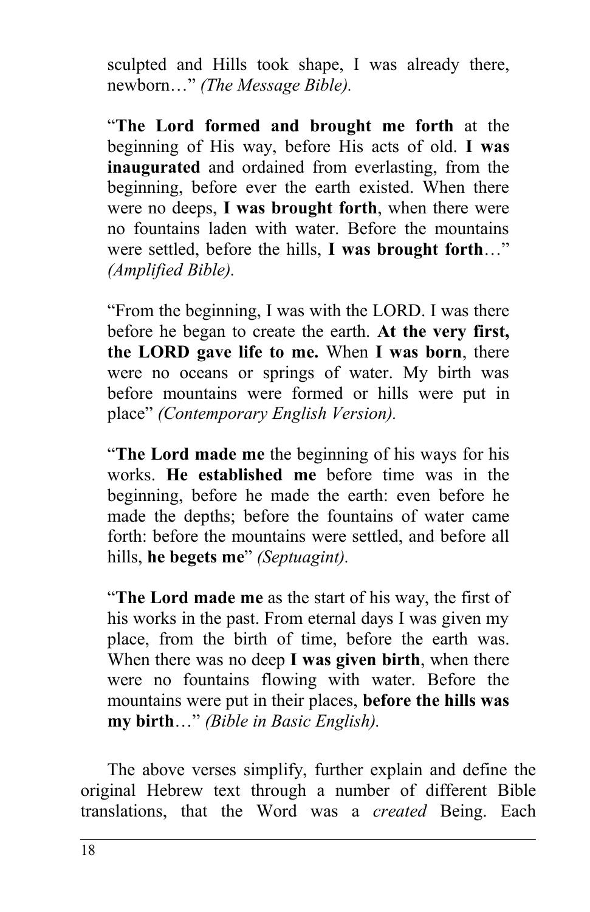sculpted and Hills took shape, I was already there, newborn…" *(The Message Bible).*

"**The Lord formed and brought me forth** at the beginning of His way, before His acts of old. **I was inaugurated** and ordained from everlasting, from the beginning, before ever the earth existed. When there were no deeps, **I was brought forth**, when there were no fountains laden with water. Before the mountains were settled, before the hills, **I was brought forth**…" *(Amplified Bible).*

"From the beginning, I was with the LORD. I was there before he began to create the earth. **At the very first, the LORD gave life to me.** When **I was born**, there were no oceans or springs of water. My birth was before mountains were formed or hills were put in place" *(Contemporary English Version).*

"**The Lord made me** the beginning of his ways for his works. **He established me** before time was in the beginning, before he made the earth: even before he made the depths; before the fountains of water came forth: before the mountains were settled, and before all hills, **he begets me**" *(Septuagint).*

"**The Lord made me** as the start of his way, the first of his works in the past. From eternal days I was given my place, from the birth of time, before the earth was. When there was no deep **I was given birth**, when there were no fountains flowing with water. Before the mountains were put in their places, **before the hills was my birth**…" *(Bible in Basic English).*

The above verses simplify, further explain and define the original Hebrew text through a number of different Bible translations, that the Word was a *created* Being. Each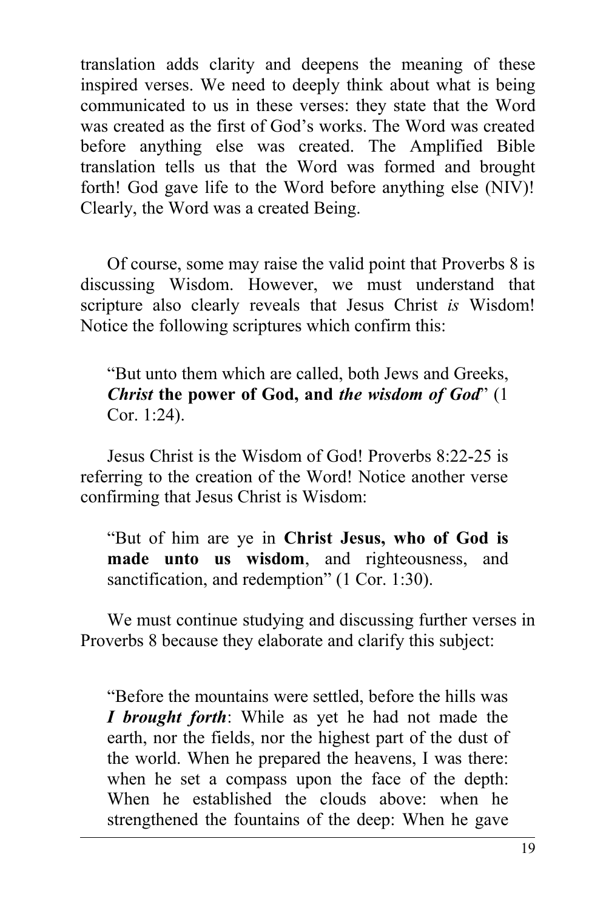translation adds clarity and deepens the meaning of these inspired verses. We need to deeply think about what is being communicated to us in these verses: they state that the Word was created as the first of God's works. The Word was created before anything else was created. The Amplified Bible translation tells us that the Word was formed and brought forth! God gave life to the Word before anything else (NIV)! Clearly, the Word was a created Being.

Of course, some may raise the valid point that Proverbs 8 is discussing Wisdom. However, we must understand that scripture also clearly reveals that Jesus Christ *is* Wisdom! Notice the following scriptures which confirm this:

> "But unto them which are called, both Jews and Greeks, ***Christ*** **the power of God, and** ***the wisdom of God***" (1 Cor. 1:24).

Jesus Christ is the Wisdom of God! Proverbs 8:22-25 is referring to the creation of the Word! Notice another verse confirming that Jesus Christ is Wisdom:

> "But of him are ye in **Christ Jesus, who of God is made unto us wisdom**, and righteousness, and sanctification, and redemption" (1 Cor. 1:30).

We must continue studying and discussing further verses in Proverbs 8 because they elaborate and clarify this subject:

> "Before the mountains were settled, before the hills was ***I brought forth***: While as yet he had not made the earth, nor the fields, nor the highest part of the dust of the world. When he prepared the heavens, I was there: when he set a compass upon the face of the depth: When he established the clouds above: when he strengthened the fountains of the deep: When he gave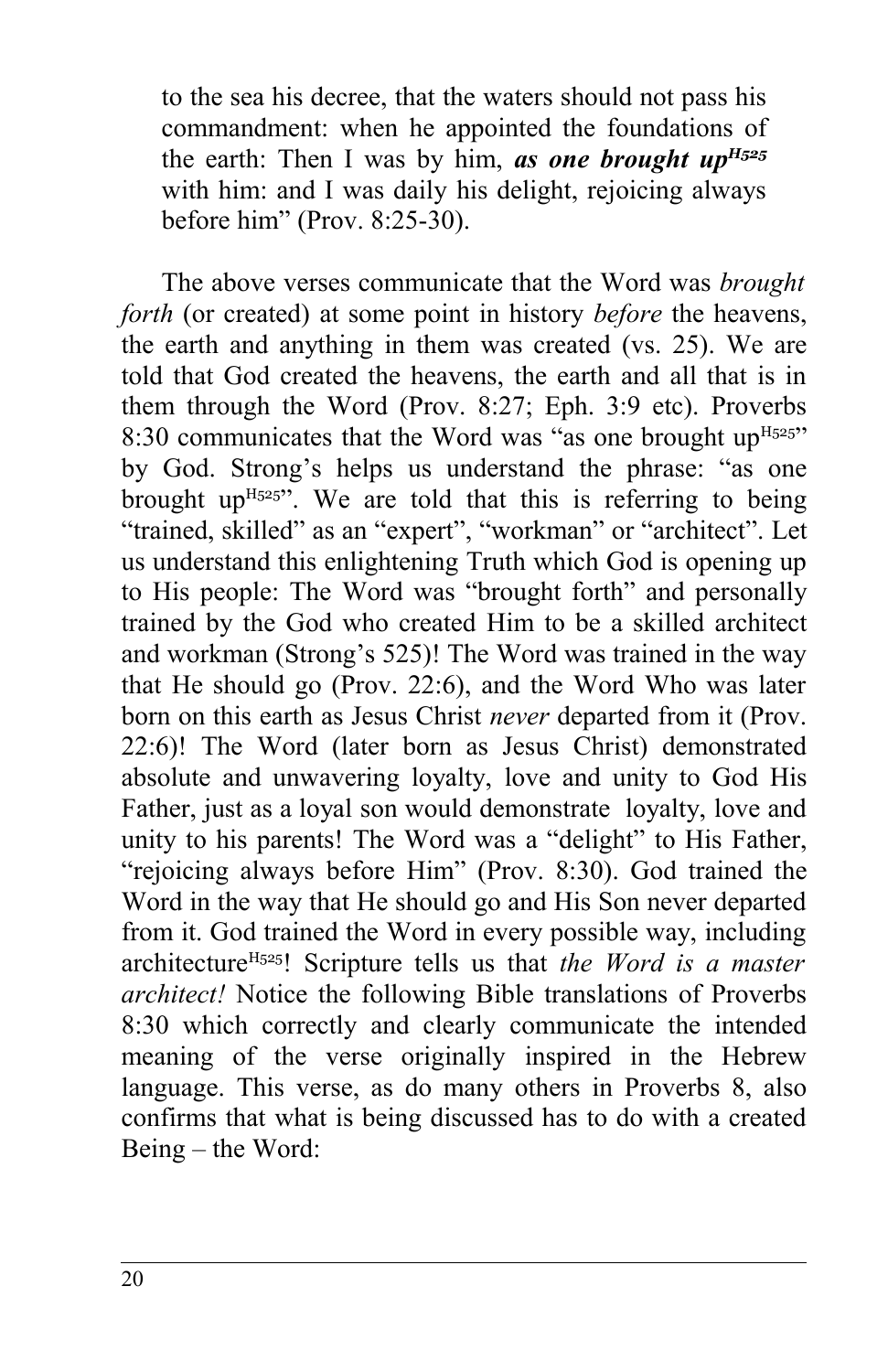> to the sea his decree, that the waters should not pass his commandment: when he appointed the foundations of the earth: Then I was by him, ***as one brought up***[H525] with him: and I was daily his delight, rejoicing always before him" (Prov. 8:25-30).

The above verses communicate that the Word was *brought forth* (or created) at some point in history *before* the heavens, the earth and anything in them was created (vs. 25). We are told that God created the heavens, the earth and all that is in them through the Word (Prov. 8:27; Eph. 3:9 etc). Proverbs 8:30 communicates that the Word was "as one brought up[H525]" by God. Strong's helps us understand the phrase: "as one brought up[H525]". We are told that this is referring to being "trained, skilled" as an "expert", "workman" or "architect". Let us understand this enlightening Truth which God is opening up to His people: The Word was "brought forth" and personally trained by the God who created Him to be a skilled architect and workman (Strong's 525)! The Word was trained in the way that He should go (Prov. 22:6), and the Word Who was later born on this earth as Jesus Christ *never* departed from it (Prov. 22:6)! The Word (later born as Jesus Christ) demonstrated absolute and unwavering loyalty, love and unity to God His Father, just as a loyal son would demonstrate loyalty, love and unity to his parents! The Word was a "delight" to His Father, "rejoicing always before Him" (Prov. 8:30). God trained the Word in the way that He should go and His Son never departed from it. God trained the Word in every possible way, including architecture[H525]! Scripture tells us that *the Word is a master architect!* Notice the following Bible translations of Proverbs 8:30 which correctly and clearly communicate the intended meaning of the verse originally inspired in the Hebrew language. This verse, as do many others in Proverbs 8, also confirms that what is being discussed has to do with a created Being – the Word: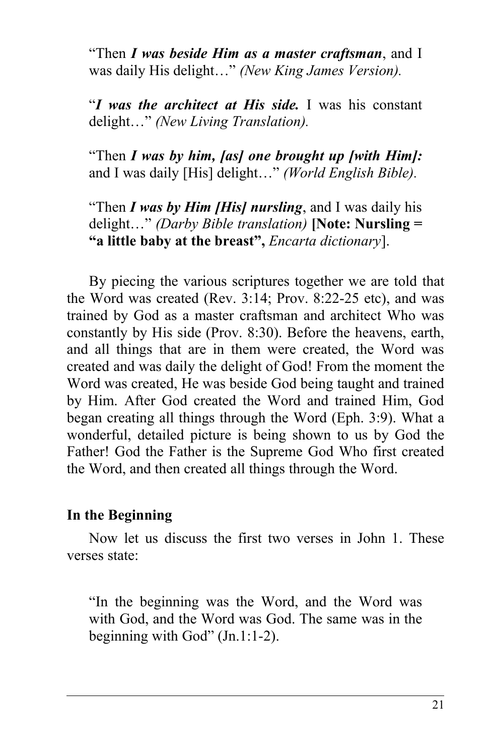> "Then ***I was beside Him as a master craftsman***, and I was daily His delight…" *(New King James Version).*

> "***I was the architect at His side.*** I was his constant delight…" *(New Living Translation).*

> "Then ***I was by him, [as] one brought up [with Him]:*** and I was daily [His] delight…" *(World English Bible).*

> "Then ***I was by Him [His] nursling***, and I was daily his delight…" *(Darby Bible translation)* **[Note: Nursling = "a little baby at the breast",** *Encarta dictionary*].

By piecing the various scriptures together we are told that the Word was created (Rev. 3:14; Prov. 8:22-25 etc), and was trained by God as a master craftsman and architect Who was constantly by His side (Prov. 8:30). Before the heavens, earth, and all things that are in them were created, the Word was created and was daily the delight of God! From the moment the Word was created, He was beside God being taught and trained by Him. After God created the Word and trained Him, God began creating all things through the Word (Eph. 3:9). What a wonderful, detailed picture is being shown to us by God the Father! God the Father is the Supreme God Who first created the Word, and then created all things through the Word.

### In the Beginning

Now let us discuss the first two verses in John 1. These verses state:

> "In the beginning was the Word, and the Word was with God, and the Word was God. The same was in the beginning with God" (Jn.1:1-2).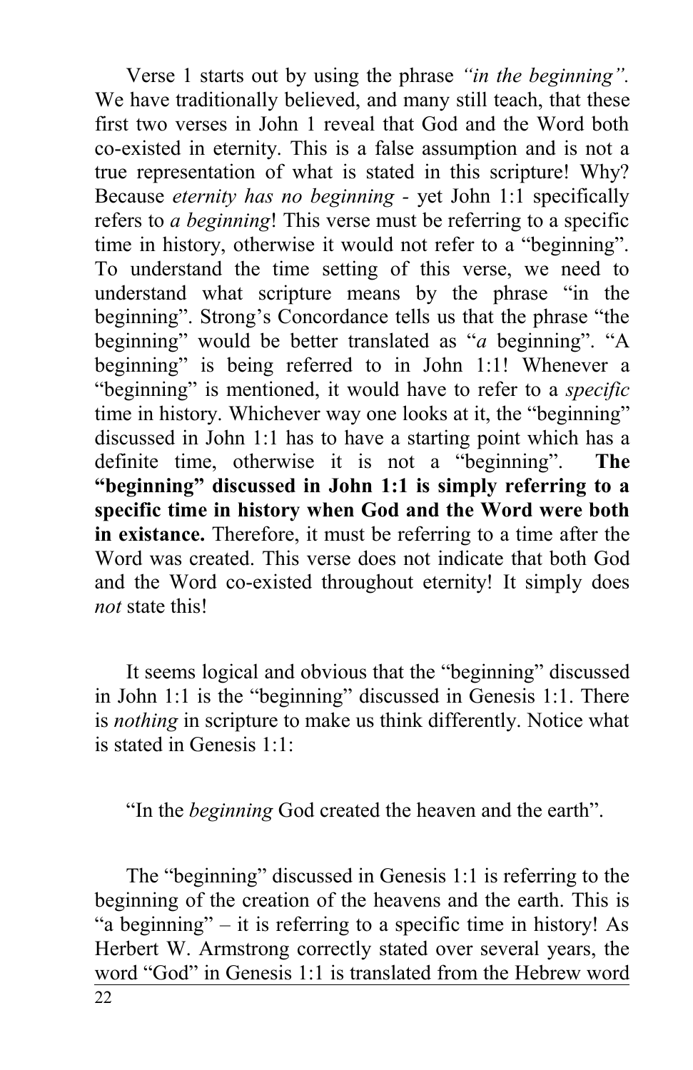Verse 1 starts out by using the phrase *"in the beginning".* We have traditionally believed, and many still teach, that these first two verses in John 1 reveal that God and the Word both co-existed in eternity. This is a false assumption and is not a true representation of what is stated in this scripture! Why? Because *eternity has no beginning* - yet John 1:1 specifically refers to *a beginning*! This verse must be referring to a specific time in history, otherwise it would not refer to a "beginning". To understand the time setting of this verse, we need to understand what scripture means by the phrase "in the beginning". Strong's Concordance tells us that the phrase "the beginning" would be better translated as "*a* beginning". "A beginning" is being referred to in John 1:1! Whenever a "beginning" is mentioned, it would have to refer to a *specific* time in history. Whichever way one looks at it, the "beginning" discussed in John 1:1 has to have a starting point which has a definite time, otherwise it is not a "beginning". **The "beginning" discussed in John 1:1 is simply referring to a specific time in history when God and the Word were both in existance.** Therefore, it must be referring to a time after the Word was created. This verse does not indicate that both God and the Word co-existed throughout eternity! It simply does *not* state this!

It seems logical and obvious that the "beginning" discussed in John 1:1 is the "beginning" discussed in Genesis 1:1. There is *nothing* in scripture to make us think differently. Notice what is stated in Genesis 1:1:

"In the *beginning* God created the heaven and the earth".

The "beginning" discussed in Genesis 1:1 is referring to the beginning of the creation of the heavens and the earth. This is "a beginning" – it is referring to a specific time in history! As Herbert W. Armstrong correctly stated over several years, the <u>word "God" in Genesis 1:1 is translated from the Hebrew word</u>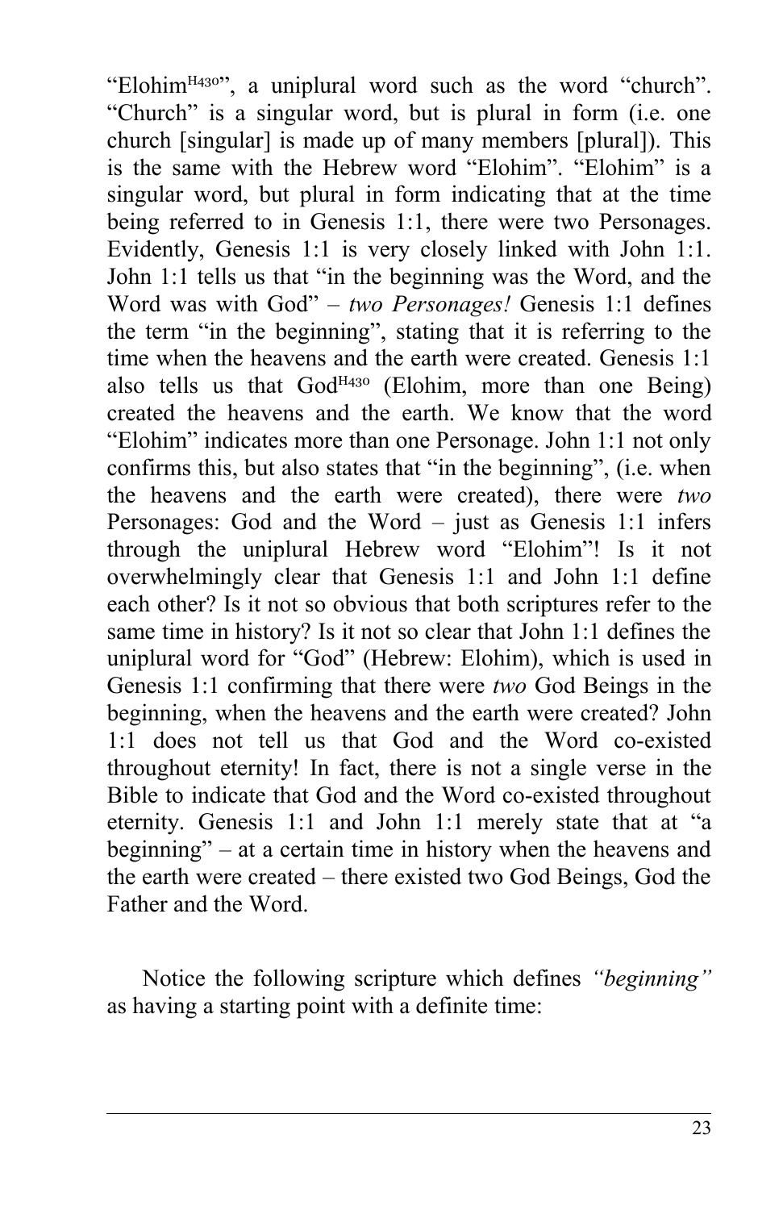"Elohim[H430]", a uniplural word such as the word "church". "Church" is a singular word, but is plural in form (i.e. one church [singular] is made up of many members [plural]). This is the same with the Hebrew word "Elohim". "Elohim" is a singular word, but plural in form indicating that at the time being referred to in Genesis 1:1, there were two Personages. Evidently, Genesis 1:1 is very closely linked with John 1:1. John 1:1 tells us that "in the beginning was the Word, and the Word was with God" – *two Personages!* Genesis 1:1 defines the term "in the beginning", stating that it is referring to the time when the heavens and the earth were created. Genesis 1:1 also tells us that God[H430] (Elohim, more than one Being) created the heavens and the earth. We know that the word "Elohim" indicates more than one Personage. John 1:1 not only confirms this, but also states that "in the beginning", (i.e. when the heavens and the earth were created), there were *two* Personages: God and the Word – just as Genesis 1:1 infers through the uniplural Hebrew word "Elohim"! Is it not overwhelmingly clear that Genesis 1:1 and John 1:1 define each other? Is it not so obvious that both scriptures refer to the same time in history? Is it not so clear that John 1:1 defines the uniplural word for "God" (Hebrew: Elohim), which is used in Genesis 1:1 confirming that there were *two* God Beings in the beginning, when the heavens and the earth were created? John 1:1 does not tell us that God and the Word co-existed throughout eternity! In fact, there is not a single verse in the Bible to indicate that God and the Word co-existed throughout eternity. Genesis 1:1 and John 1:1 merely state that at "a beginning" – at a certain time in history when the heavens and the earth were created – there existed two God Beings, God the Father and the Word.

Notice the following scripture which defines *"beginning"* as having a starting point with a definite time: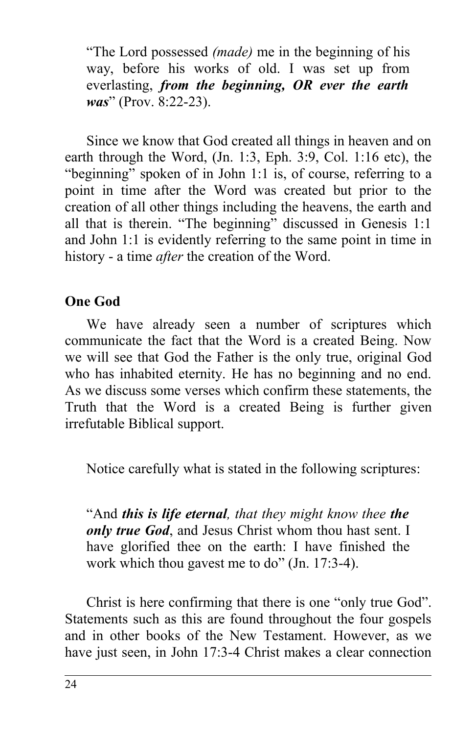> "The Lord possessed *(made)* me in the beginning of his way, before his works of old. I was set up from everlasting, ***from the beginning, OR ever the earth was***" (Prov. 8:22-23).

Since we know that God created all things in heaven and on earth through the Word, (Jn. 1:3, Eph. 3:9, Col. 1:16 etc), the "beginning" spoken of in John 1:1 is, of course, referring to a point in time after the Word was created but prior to the creation of all other things including the heavens, the earth and all that is therein. "The beginning" discussed in Genesis 1:1 and John 1:1 is evidently referring to the same point in time in history - a time *after* the creation of the Word.

**One God**

We have already seen a number of scriptures which communicate the fact that the Word is a created Being. Now we will see that God the Father is the only true, original God who has inhabited eternity. He has no beginning and no end. As we discuss some verses which confirm these statements, the Truth that the Word is a created Being is further given irrefutable Biblical support.

Notice carefully what is stated in the following scriptures:

> "And ***this is life eternal****, that they might know thee* ***the only true God***, and Jesus Christ whom thou hast sent. I have glorified thee on the earth: I have finished the work which thou gavest me to do" (Jn. 17:3-4).

Christ is here confirming that there is one "only true God". Statements such as this are found throughout the four gospels and in other books of the New Testament. However, as we have just seen, in John 17:3-4 Christ makes a clear connection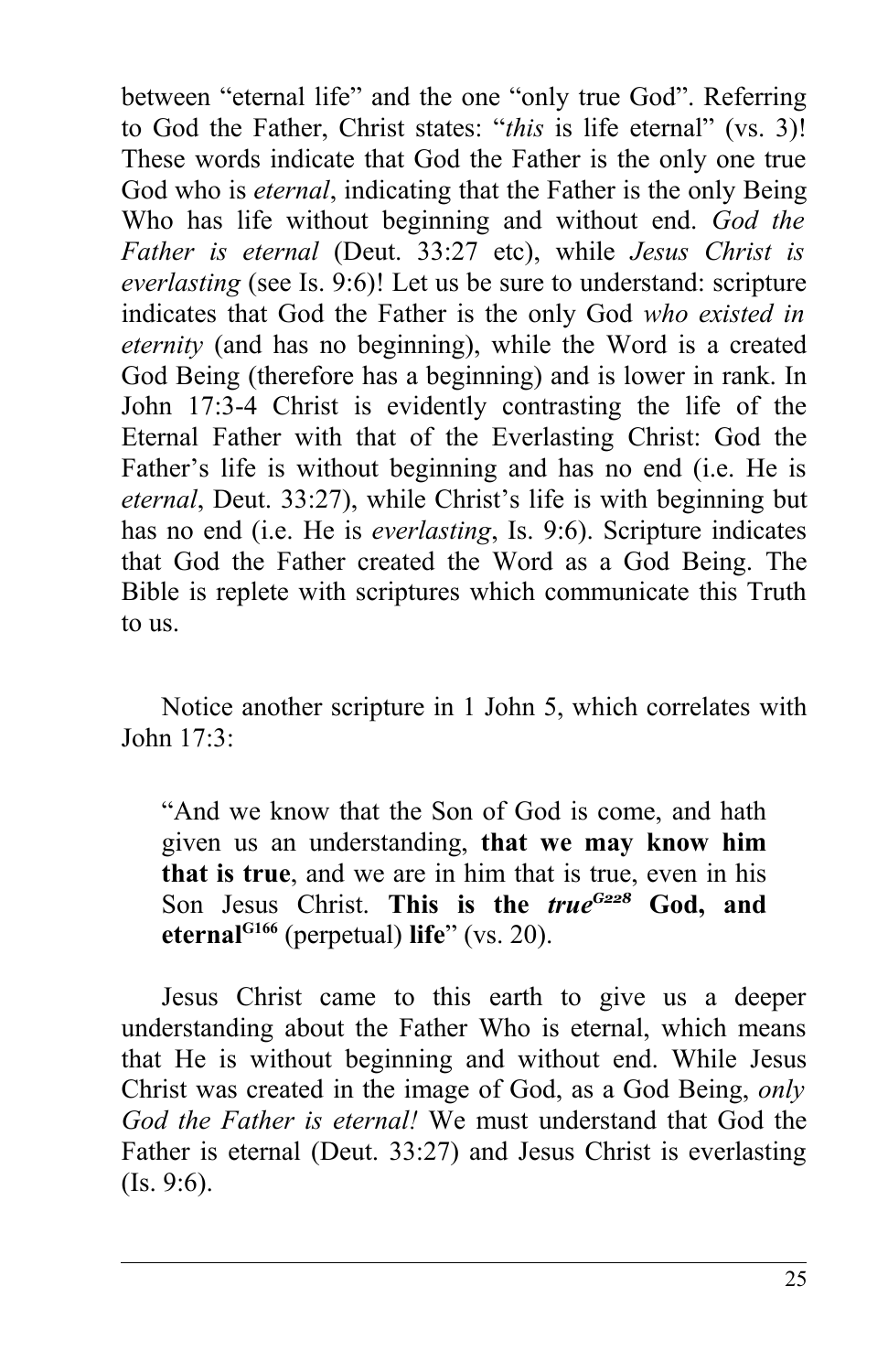between "eternal life" and the one "only true God". Referring to God the Father, Christ states: "*this* is life eternal" (vs. 3)! These words indicate that God the Father is the only one true God who is *eternal*, indicating that the Father is the only Being Who has life without beginning and without end. *God the Father is eternal* (Deut. 33:27 etc), while *Jesus Christ is everlasting* (see Is. 9:6)! Let us be sure to understand: scripture indicates that God the Father is the only God *who existed in eternity* (and has no beginning), while the Word is a created God Being (therefore has a beginning) and is lower in rank. In John 17:3-4 Christ is evidently contrasting the life of the Eternal Father with that of the Everlasting Christ: God the Father's life is without beginning and has no end (i.e. He is *eternal*, Deut. 33:27), while Christ's life is with beginning but has no end (i.e. He is *everlasting*, Is. 9:6). Scripture indicates that God the Father created the Word as a God Being. The Bible is replete with scriptures which communicate this Truth to us.

Notice another scripture in 1 John 5, which correlates with John 17:3:

> "And we know that the Son of God is come, and hath given us an understanding, **that we may know him that is true**, and we are in him that is true, even in his Son Jesus Christ. **This is the *true*[G228] God, and eternal[G166]** (perpetual) **life**" (vs. 20).

Jesus Christ came to this earth to give us a deeper understanding about the Father Who is eternal, which means that He is without beginning and without end. While Jesus Christ was created in the image of God, as a God Being, *only God the Father is eternal!* We must understand that God the Father is eternal (Deut. 33:27) and Jesus Christ is everlasting (Is. 9:6).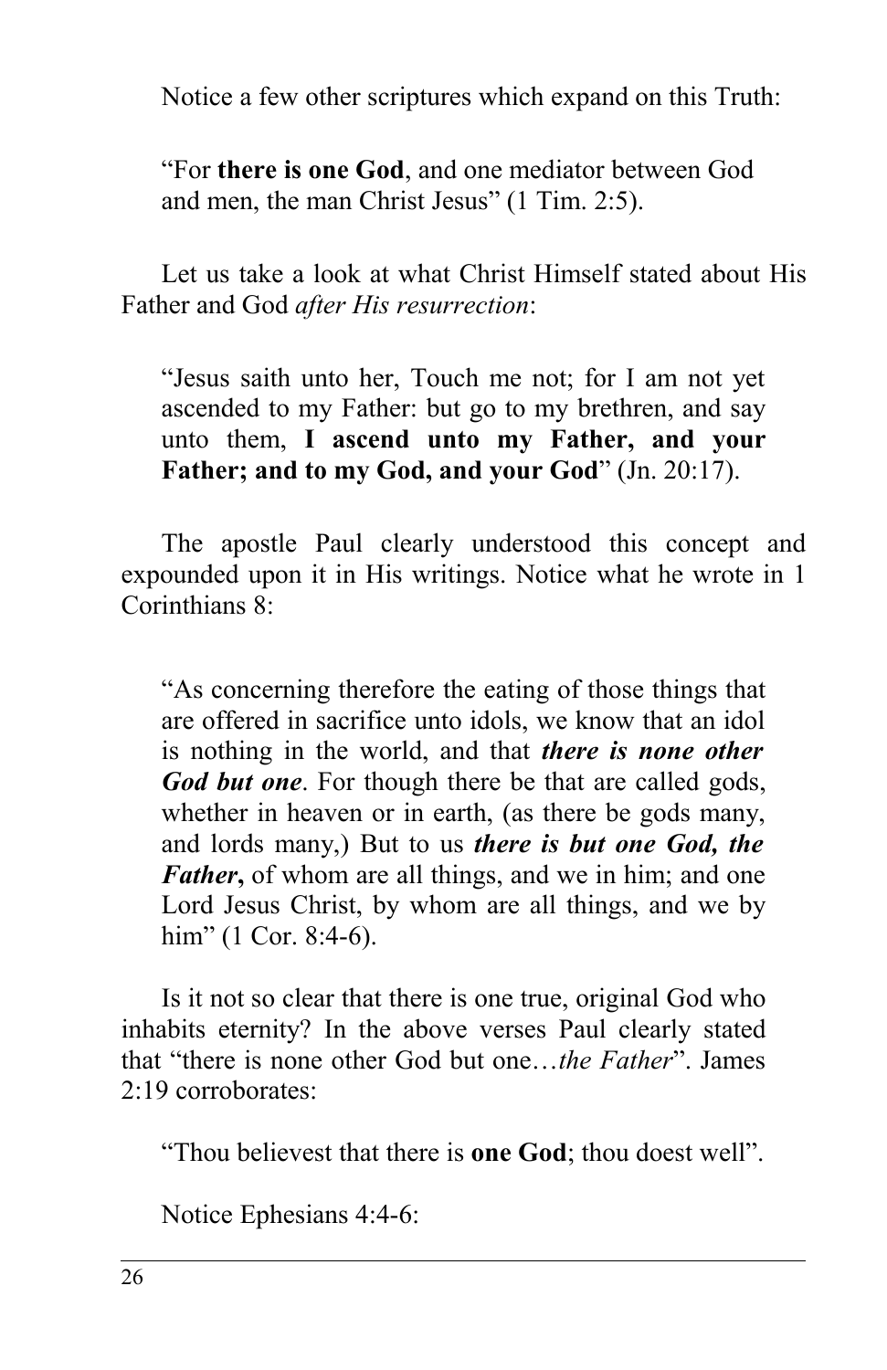Notice a few other scriptures which expand on this Truth:

> "For **there is one God**, and one mediator between God and men, the man Christ Jesus" (1 Tim. 2:5).

Let us take a look at what Christ Himself stated about His Father and God *after His resurrection*:

> "Jesus saith unto her, Touch me not; for I am not yet ascended to my Father: but go to my brethren, and say unto them, **I ascend unto my Father, and your Father; and to my God, and your God**" (Jn. 20:17).

The apostle Paul clearly understood this concept and expounded upon it in His writings. Notice what he wrote in 1 Corinthians 8:

> "As concerning therefore the eating of those things that are offered in sacrifice unto idols, we know that an idol is nothing in the world, and that ***there is none other God but one***. For though there be that are called gods, whether in heaven or in earth, (as there be gods many, and lords many,) But to us ***there is but one God, the Father*****,** of whom are all things, and we in him; and one Lord Jesus Christ, by whom are all things, and we by him" (1 Cor. 8:4-6).

Is it not so clear that there is one true, original God who inhabits eternity? In the above verses Paul clearly stated that "there is none other God but one…*the Father*". James 2:19 corroborates:

> "Thou believest that there is **one God**; thou doest well".

Notice Ephesians 4:4-6: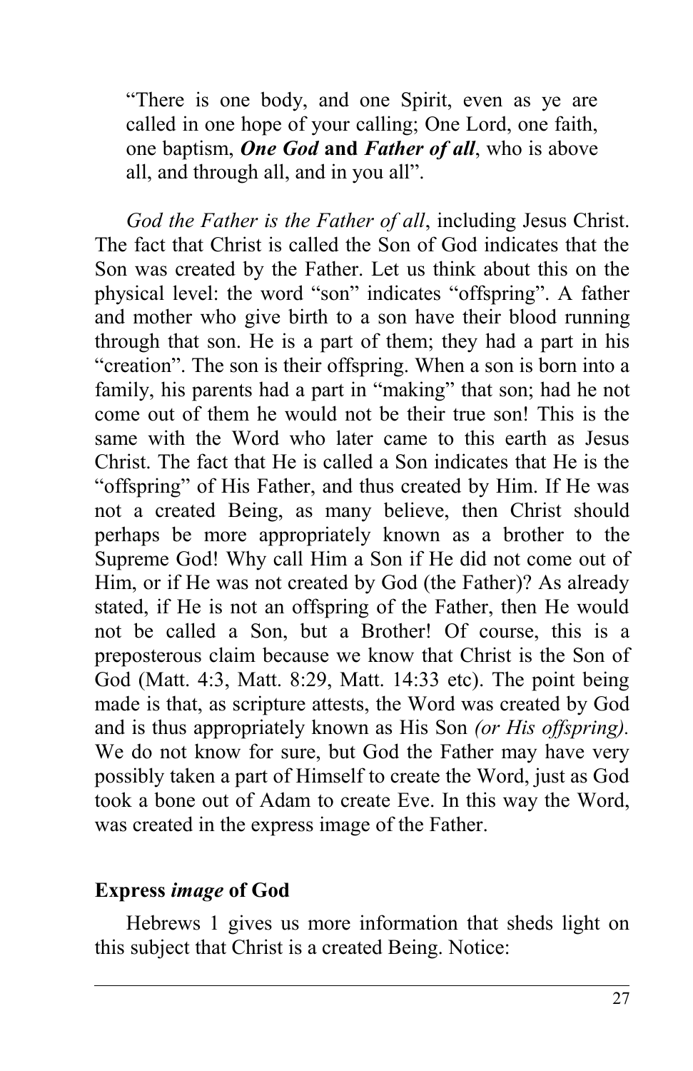> "There is one body, and one Spirit, even as ye are called in one hope of your calling; One Lord, one faith, one baptism, ***One God* and *Father of all***, who is above all, and through all, and in you all".

*God the Father is the Father of all*, including Jesus Christ. The fact that Christ is called the Son of God indicates that the Son was created by the Father. Let us think about this on the physical level: the word "son" indicates "offspring". A father and mother who give birth to a son have their blood running through that son. He is a part of them; they had a part in his "creation". The son is their offspring. When a son is born into a family, his parents had a part in "making" that son; had he not come out of them he would not be their true son! This is the same with the Word who later came to this earth as Jesus Christ. The fact that He is called a Son indicates that He is the "offspring" of His Father, and thus created by Him. If He was not a created Being, as many believe, then Christ should perhaps be more appropriately known as a brother to the Supreme God! Why call Him a Son if He did not come out of Him, or if He was not created by God (the Father)? As already stated, if He is not an offspring of the Father, then He would not be called a Son, but a Brother! Of course, this is a preposterous claim because we know that Christ is the Son of God (Matt. 4:3, Matt. 8:29, Matt. 14:33 etc). The point being made is that, as scripture attests, the Word was created by God and is thus appropriately known as His Son *(or His offspring).* We do not know for sure, but God the Father may have very possibly taken a part of Himself to create the Word, just as God took a bone out of Adam to create Eve. In this way the Word, was created in the express image of the Father.

## Express *image* of God

Hebrews 1 gives us more information that sheds light on this subject that Christ is a created Being. Notice: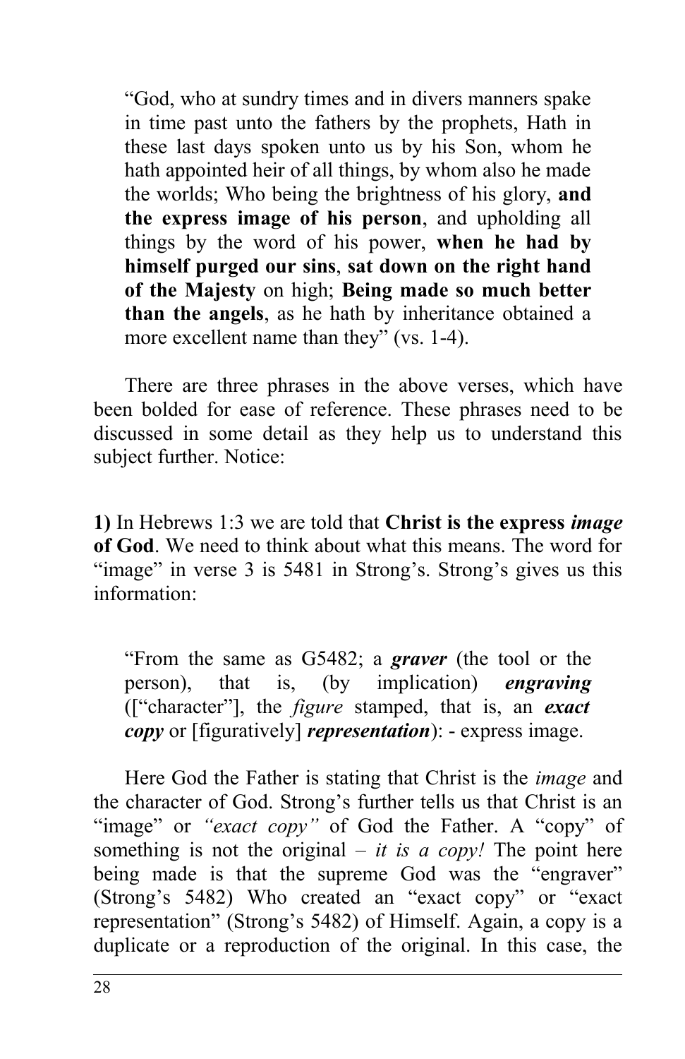> "God, who at sundry times and in divers manners spake in time past unto the fathers by the prophets, Hath in these last days spoken unto us by his Son, whom he hath appointed heir of all things, by whom also he made the worlds; Who being the brightness of his glory, **and the express image of his person**, and upholding all things by the word of his power, **when he had by himself purged our sins**, **sat down on the right hand of the Majesty** on high; **Being made so much better than the angels**, as he hath by inheritance obtained a more excellent name than they" (vs. 1-4).

There are three phrases in the above verses, which have been bolded for ease of reference. These phrases need to be discussed in some detail as they help us to understand this subject further. Notice:

**1)** In Hebrews 1:3 we are told that **Christ is the express *image* of God**. We need to think about what this means. The word for "image" in verse 3 is 5481 in Strong's. Strong's gives us this information:

> "From the same as G5482; a ***graver*** (the tool or the person), that is, (by implication) ***engraving*** (["character"], the *figure* stamped, that is, an ***exact copy*** or [figuratively] ***representation***): - express image.

Here God the Father is stating that Christ is the *image* and the character of God. Strong's further tells us that Christ is an "image" or *"exact copy"* of God the Father. A "copy" of something is not the original – *it is a copy!* The point here being made is that the supreme God was the "engraver" (Strong's 5482) Who created an "exact copy" or "exact representation" (Strong's 5482) of Himself. Again, a copy is a duplicate or a reproduction of the original. In this case, the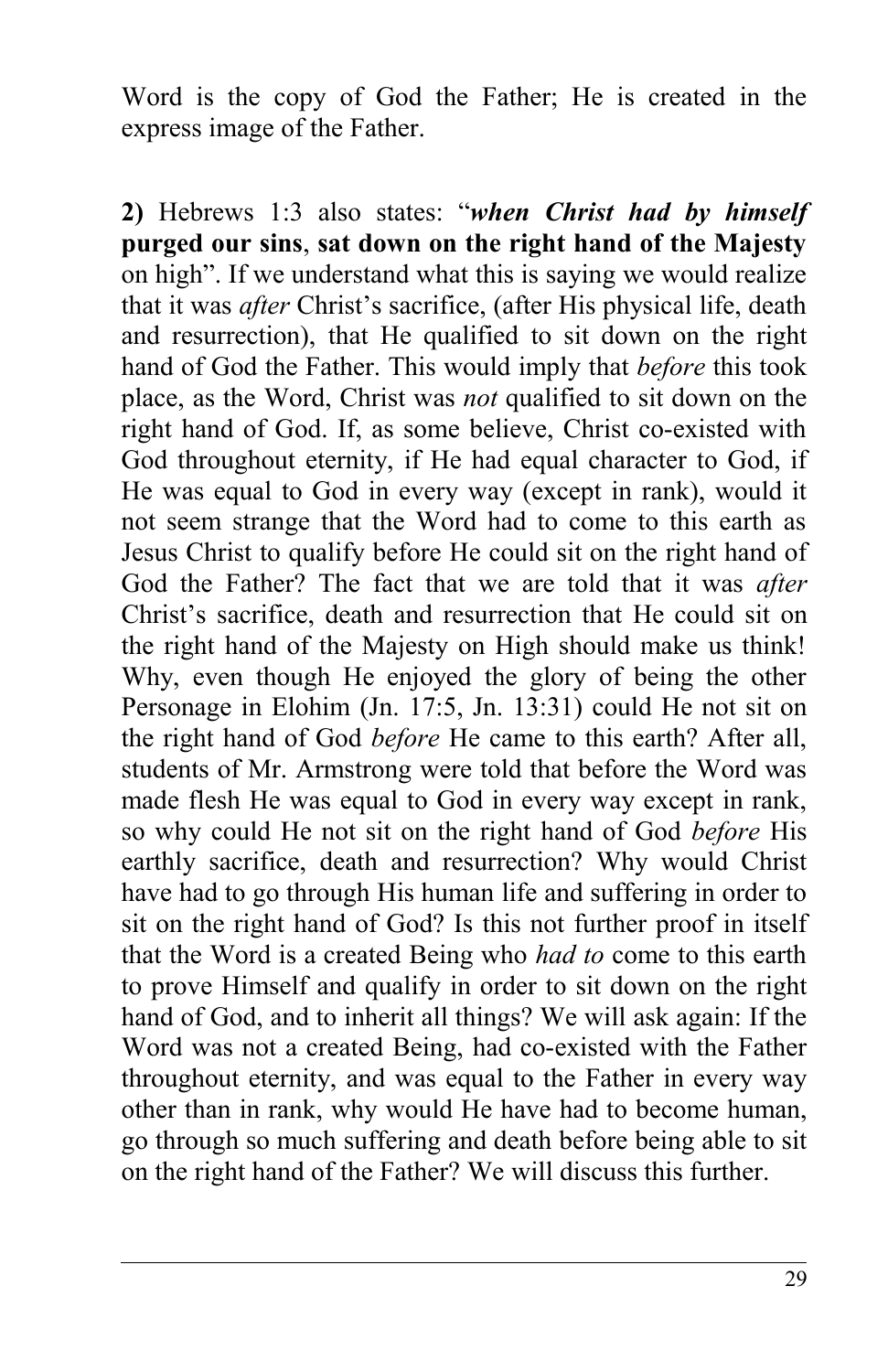Word is the copy of God the Father; He is created in the express image of the Father.

**2)** Hebrews 1:3 also states: "***when Christ had by himself* purged our sins**, **sat down on the right hand of the Majesty** on high". If we understand what this is saying we would realize that it was *after* Christ's sacrifice, (after His physical life, death and resurrection), that He qualified to sit down on the right hand of God the Father. This would imply that *before* this took place, as the Word, Christ was *not* qualified to sit down on the right hand of God. If, as some believe, Christ co-existed with God throughout eternity, if He had equal character to God, if He was equal to God in every way (except in rank), would it not seem strange that the Word had to come to this earth as Jesus Christ to qualify before He could sit on the right hand of God the Father? The fact that we are told that it was *after* Christ's sacrifice, death and resurrection that He could sit on the right hand of the Majesty on High should make us think! Why, even though He enjoyed the glory of being the other Personage in Elohim (Jn. 17:5, Jn. 13:31) could He not sit on the right hand of God *before* He came to this earth? After all, students of Mr. Armstrong were told that before the Word was made flesh He was equal to God in every way except in rank, so why could He not sit on the right hand of God *before* His earthly sacrifice, death and resurrection? Why would Christ have had to go through His human life and suffering in order to sit on the right hand of God? Is this not further proof in itself that the Word is a created Being who *had to* come to this earth to prove Himself and qualify in order to sit down on the right hand of God, and to inherit all things? We will ask again: If the Word was not a created Being, had co-existed with the Father throughout eternity, and was equal to the Father in every way other than in rank, why would He have had to become human, go through so much suffering and death before being able to sit on the right hand of the Father? We will discuss this further.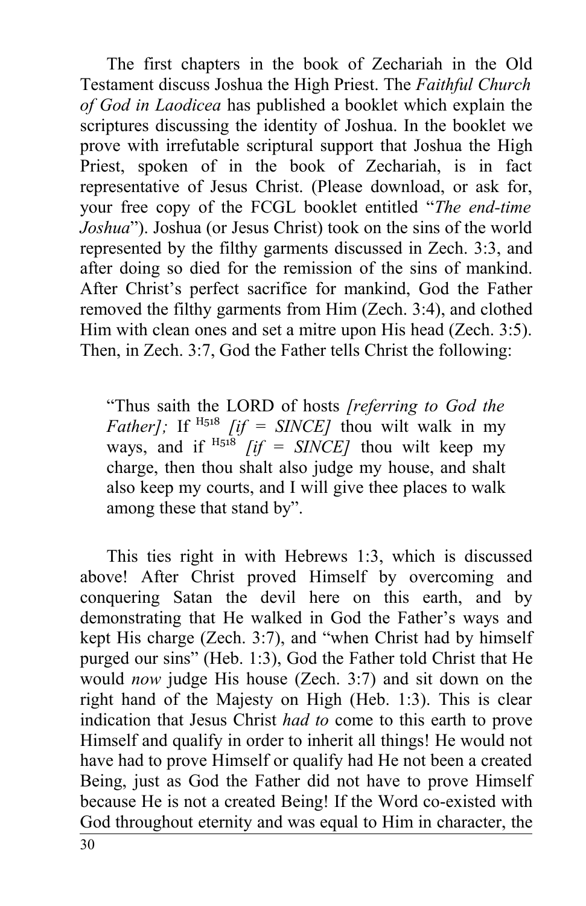The first chapters in the book of Zechariah in the Old Testament discuss Joshua the High Priest. The *Faithful Church of God in Laodicea* has published a booklet which explain the scriptures discussing the identity of Joshua. In the booklet we prove with irrefutable scriptural support that Joshua the High Priest, spoken of in the book of Zechariah, is in fact representative of Jesus Christ. (Please download, or ask for, your free copy of the FCGL booklet entitled "*The end-time Joshua*"). Joshua (or Jesus Christ) took on the sins of the world represented by the filthy garments discussed in Zech. 3:3, and after doing so died for the remission of the sins of mankind. After Christ's perfect sacrifice for mankind, God the Father removed the filthy garments from Him (Zech. 3:4), and clothed Him with clean ones and set a mitre upon His head (Zech. 3:5). Then, in Zech. 3:7, God the Father tells Christ the following:

> "Thus saith the LORD of hosts *[referring to God the Father];* If [H518] *[if = SINCE]* thou wilt walk in my ways, and if [H518] *[if = SINCE]* thou wilt keep my charge, then thou shalt also judge my house, and shalt also keep my courts, and I will give thee places to walk among these that stand by".

This ties right in with Hebrews 1:3, which is discussed above! After Christ proved Himself by overcoming and conquering Satan the devil here on this earth, and by demonstrating that He walked in God the Father's ways and kept His charge (Zech. 3:7), and "when Christ had by himself purged our sins" (Heb. 1:3), God the Father told Christ that He would *now* judge His house (Zech. 3:7) and sit down on the right hand of the Majesty on High (Heb. 1:3). This is clear indication that Jesus Christ *had to* come to this earth to prove Himself and qualify in order to inherit all things! He would not have had to prove Himself or qualify had He not been a created Being, just as God the Father did not have to prove Himself because He is not a created Being! If the Word co-existed with God throughout eternity and was equal to Him in character, the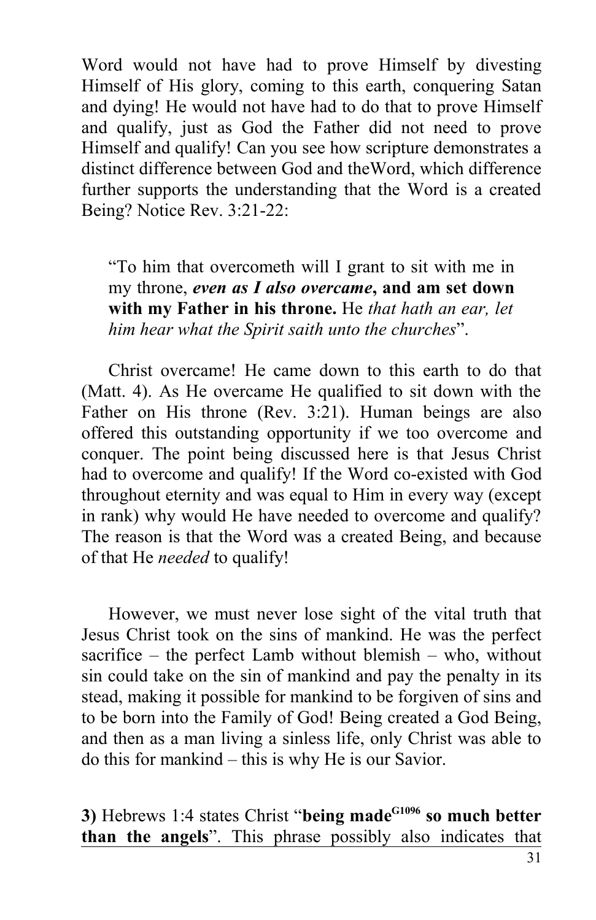Word would not have had to prove Himself by divesting Himself of His glory, coming to this earth, conquering Satan and dying! He would not have had to do that to prove Himself and qualify, just as God the Father did not need to prove Himself and qualify! Can you see how scripture demonstrates a distinct difference between God and theWord, which difference further supports the understanding that the Word is a created Being? Notice Rev. 3:21-22:

> "To him that overcometh will I grant to sit with me in my throne, ***even as I also overcame*****, and am set down with my Father in his throne.** He *that hath an ear, let him hear what the Spirit saith unto the churches*".

Christ overcame! He came down to this earth to do that (Matt. 4). As He overcame He qualified to sit down with the Father on His throne (Rev. 3:21). Human beings are also offered this outstanding opportunity if we too overcome and conquer. The point being discussed here is that Jesus Christ had to overcome and qualify! If the Word co-existed with God throughout eternity and was equal to Him in every way (except in rank) why would He have needed to overcome and qualify? The reason is that the Word was a created Being, and because of that He *needed* to qualify!

However, we must never lose sight of the vital truth that Jesus Christ took on the sins of mankind. He was the perfect sacrifice – the perfect Lamb without blemish – who, without sin could take on the sin of mankind and pay the penalty in its stead, making it possible for mankind to be forgiven of sins and to be born into the Family of God! Being created a God Being, and then as a man living a sinless life, only Christ was able to do this for mankind – this is why He is our Savior.

**3)** Hebrews 1:4 states Christ "**being made**[G1096] **so much better than the angels**". This phrase possibly also indicates that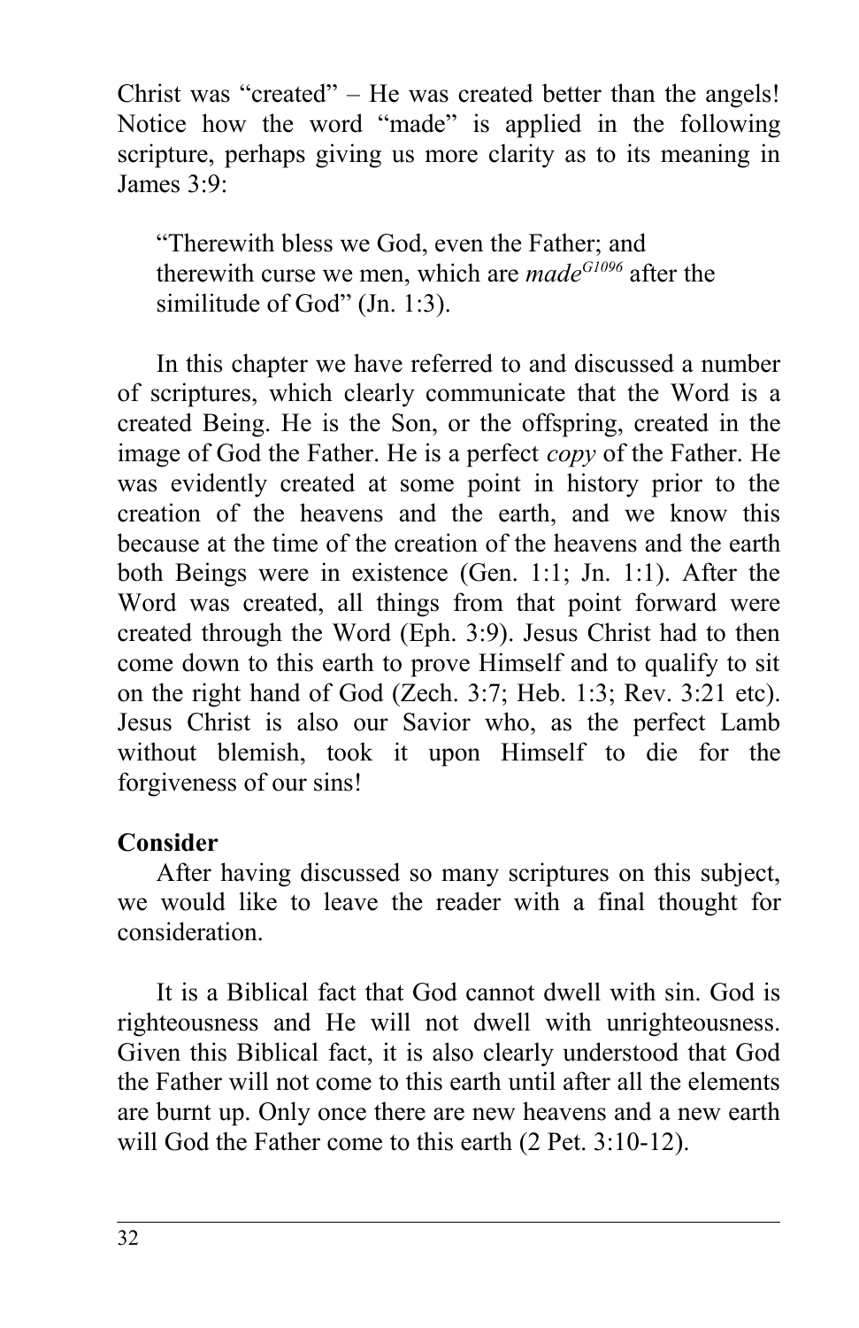Christ was "created" – He was created better than the angels! Notice how the word "made" is applied in the following scripture, perhaps giving us more clarity as to its meaning in James 3:9:

> "Therewith bless we God, even the Father; and therewith curse we men, which are *made*[G1096] after the similitude of God" (Jn. 1:3).

In this chapter we have referred to and discussed a number of scriptures, which clearly communicate that the Word is a created Being. He is the Son, or the offspring, created in the image of God the Father. He is a perfect *copy* of the Father. He was evidently created at some point in history prior to the creation of the heavens and the earth, and we know this because at the time of the creation of the heavens and the earth both Beings were in existence (Gen. 1:1; Jn. 1:1). After the Word was created, all things from that point forward were created through the Word (Eph. 3:9). Jesus Christ had to then come down to this earth to prove Himself and to qualify to sit on the right hand of God (Zech. 3:7; Heb. 1:3; Rev. 3:21 etc). Jesus Christ is also our Savior who, as the perfect Lamb without blemish, took it upon Himself to die for the forgiveness of our sins!

**Consider**

After having discussed so many scriptures on this subject, we would like to leave the reader with a final thought for consideration.

It is a Biblical fact that God cannot dwell with sin. God is righteousness and He will not dwell with unrighteousness. Given this Biblical fact, it is also clearly understood that God the Father will not come to this earth until after all the elements are burnt up. Only once there are new heavens and a new earth will God the Father come to this earth (2 Pet. 3:10-12).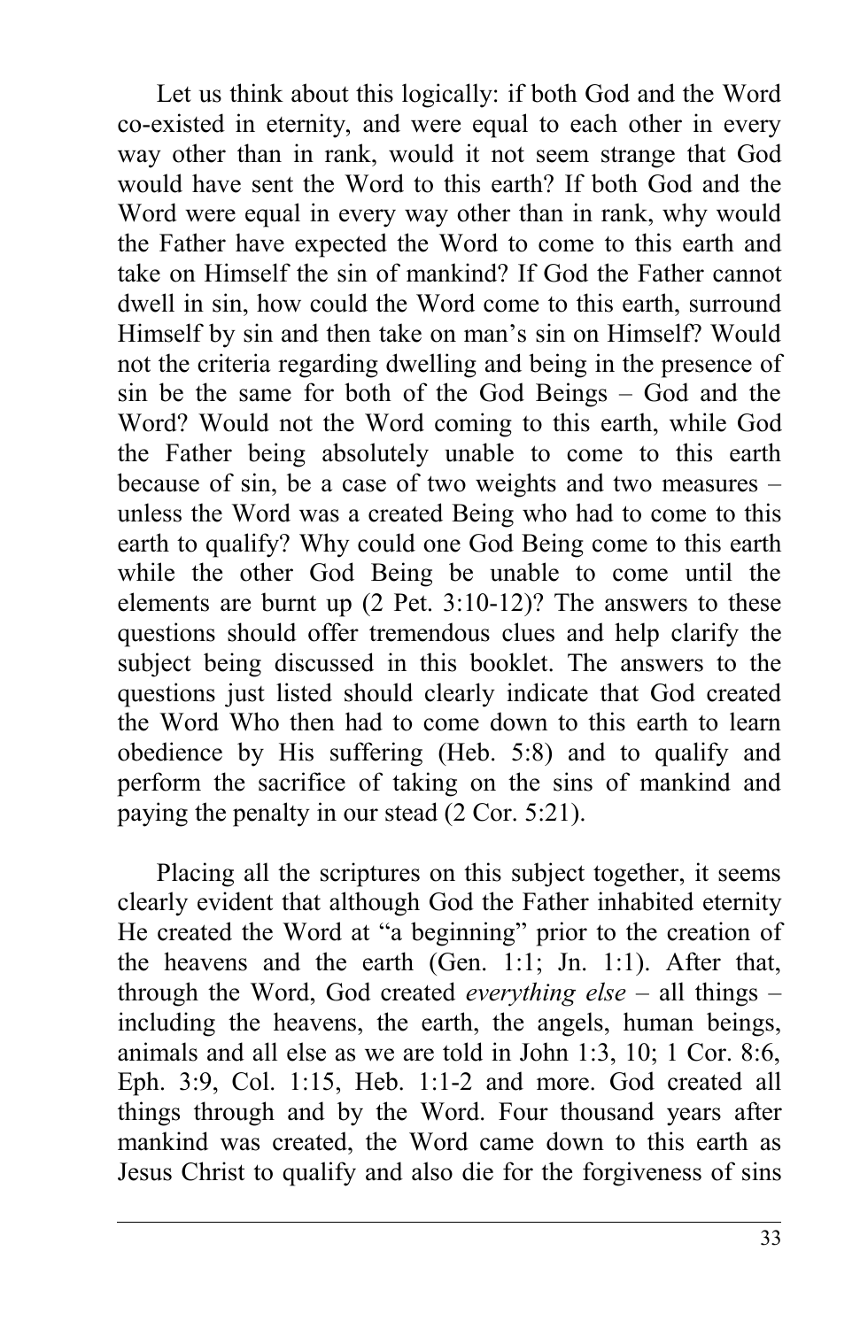Let us think about this logically: if both God and the Word co-existed in eternity, and were equal to each other in every way other than in rank, would it not seem strange that God would have sent the Word to this earth? If both God and the Word were equal in every way other than in rank, why would the Father have expected the Word to come to this earth and take on Himself the sin of mankind? If God the Father cannot dwell in sin, how could the Word come to this earth, surround Himself by sin and then take on man's sin on Himself? Would not the criteria regarding dwelling and being in the presence of sin be the same for both of the God Beings – God and the Word? Would not the Word coming to this earth, while God the Father being absolutely unable to come to this earth because of sin, be a case of two weights and two measures – unless the Word was a created Being who had to come to this earth to qualify? Why could one God Being come to this earth while the other God Being be unable to come until the elements are burnt up (2 Pet. 3:10-12)? The answers to these questions should offer tremendous clues and help clarify the subject being discussed in this booklet. The answers to the questions just listed should clearly indicate that God created the Word Who then had to come down to this earth to learn obedience by His suffering (Heb. 5:8) and to qualify and perform the sacrifice of taking on the sins of mankind and paying the penalty in our stead (2 Cor. 5:21).

Placing all the scriptures on this subject together, it seems clearly evident that although God the Father inhabited eternity He created the Word at "a beginning" prior to the creation of the heavens and the earth (Gen. 1:1; Jn. 1:1). After that, through the Word, God created *everything else* – all things – including the heavens, the earth, the angels, human beings, animals and all else as we are told in John 1:3, 10; 1 Cor. 8:6, Eph. 3:9, Col. 1:15, Heb. 1:1-2 and more. God created all things through and by the Word. Four thousand years after mankind was created, the Word came down to this earth as Jesus Christ to qualify and also die for the forgiveness of sins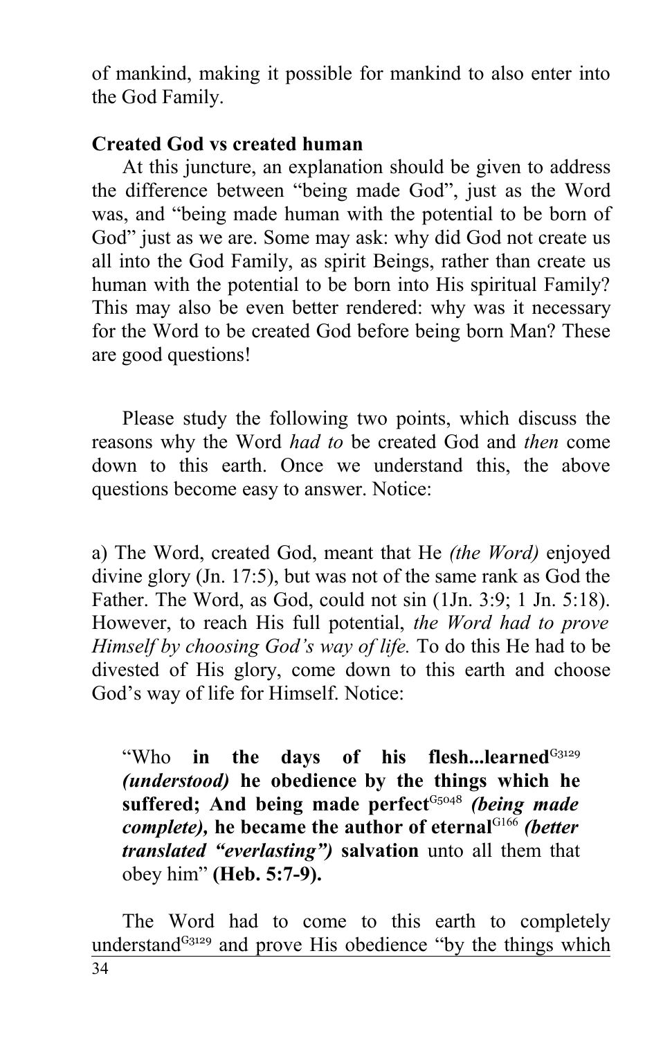of mankind, making it possible for mankind to also enter into the God Family.

**Created God vs created human**

At this juncture, an explanation should be given to address the difference between "being made God", just as the Word was, and "being made human with the potential to be born of God" just as we are. Some may ask: why did God not create us all into the God Family, as spirit Beings, rather than create us human with the potential to be born into His spiritual Family? This may also be even better rendered: why was it necessary for the Word to be created God before being born Man? These are good questions!

Please study the following two points, which discuss the reasons why the Word *had to* be created God and *then* come down to this earth. Once we understand this, the above questions become easy to answer. Notice:

a) The Word, created God, meant that He *(the Word)* enjoyed divine glory (Jn. 17:5), but was not of the same rank as God the Father. The Word, as God, could not sin (1Jn. 3:9; 1 Jn. 5:18). However, to reach His full potential, *the Word had to prove Himself by choosing God's way of life.* To do this He had to be divested of His glory, come down to this earth and choose God's way of life for Himself. Notice:

> "Who **in the days of his flesh...learned**[G3129] ***(understood)*** **he obedience by the things which he suffered; And being made perfect**[G5048] ***(being made complete),*** **he became the author of eternal**[G166] ***(better translated "everlasting")*** **salvation** unto all them that obey him" **(Heb. 5:7-9).**

The Word had to come to this earth to completely understand[G3129] and prove His obedience "by the things which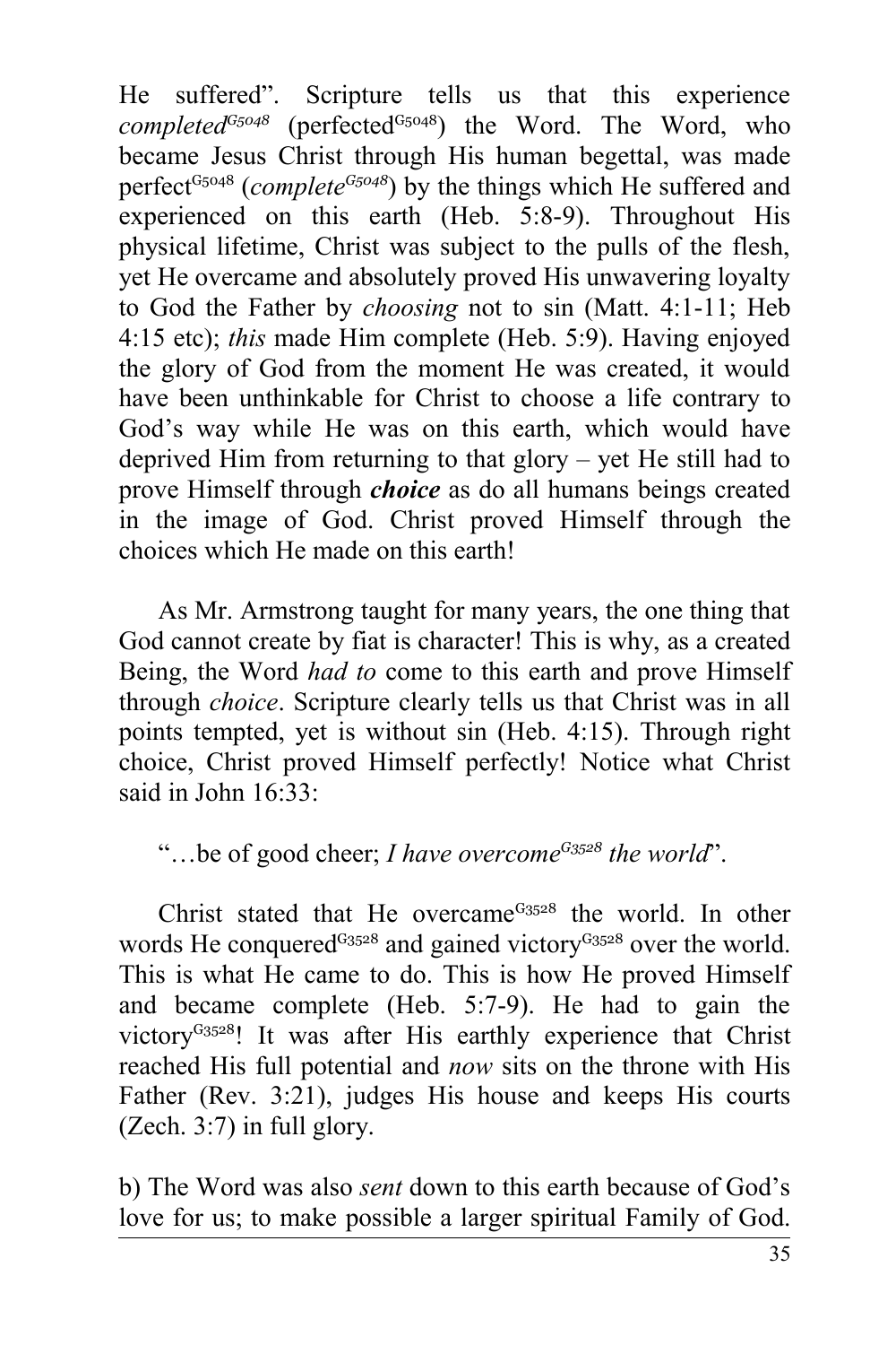He suffered". Scripture tells us that this experience *completed*[G5048] (perfected[G5048]) the Word. The Word, who became Jesus Christ through His human begettal, was made perfect[G5048] (*complete*[G5048]) by the things which He suffered and experienced on this earth (Heb. 5:8-9). Throughout His physical lifetime, Christ was subject to the pulls of the flesh, yet He overcame and absolutely proved His unwavering loyalty to God the Father by *choosing* not to sin (Matt. 4:1-11; Heb 4:15 etc); *this* made Him complete (Heb. 5:9). Having enjoyed the glory of God from the moment He was created, it would have been unthinkable for Christ to choose a life contrary to God's way while He was on this earth, which would have deprived Him from returning to that glory – yet He still had to prove Himself through ***choice*** as do all humans beings created in the image of God. Christ proved Himself through the choices which He made on this earth!

As Mr. Armstrong taught for many years, the one thing that God cannot create by fiat is character! This is why, as a created Being, the Word *had to* come to this earth and prove Himself through *choice*. Scripture clearly tells us that Christ was in all points tempted, yet is without sin (Heb. 4:15). Through right choice, Christ proved Himself perfectly! Notice what Christ said in John 16:33:

"…be of good cheer; *I have overcome*[G3528] *the world*".

Christ stated that He overcame[G3528] the world. In other words He conquered[G3528] and gained victory[G3528] over the world. This is what He came to do. This is how He proved Himself and became complete (Heb. 5:7-9). He had to gain the victory[G3528]! It was after His earthly experience that Christ reached His full potential and *now* sits on the throne with His Father (Rev. 3:21), judges His house and keeps His courts (Zech. 3:7) in full glory.

b) The Word was also *sent* down to this earth because of God's love for us; to make possible a larger spiritual Family of God.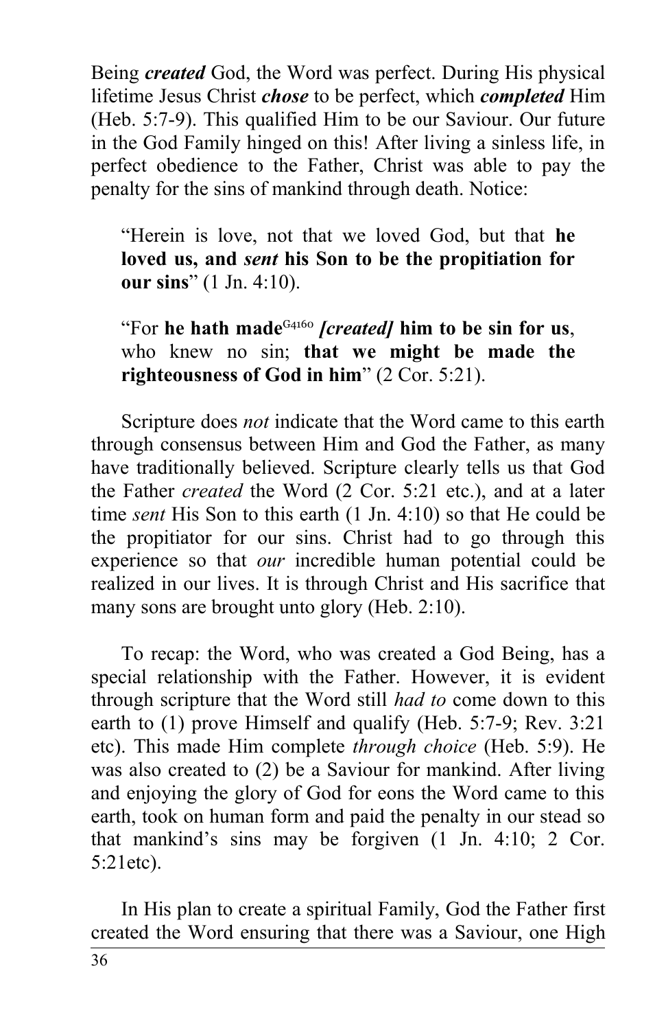Being ***created*** God, the Word was perfect. During His physical lifetime Jesus Christ ***chose*** to be perfect, which ***completed*** Him (Heb. 5:7-9). This qualified Him to be our Saviour. Our future in the God Family hinged on this! After living a sinless life, in perfect obedience to the Father, Christ was able to pay the penalty for the sins of mankind through death. Notice:

> "Herein is love, not that we loved God, but that **he loved us, and *sent* his Son to be the propitiation for our sins**" (1 Jn. 4:10).

> "For **he hath made**[G4160] ***[created]*** **him to be sin for us**, who knew no sin; **that we might be made the righteousness of God in him**" (2 Cor. 5:21).

Scripture does *not* indicate that the Word came to this earth through consensus between Him and God the Father, as many have traditionally believed. Scripture clearly tells us that God the Father *created* the Word (2 Cor. 5:21 etc.), and at a later time *sent* His Son to this earth (1 Jn. 4:10) so that He could be the propitiator for our sins. Christ had to go through this experience so that *our* incredible human potential could be realized in our lives. It is through Christ and His sacrifice that many sons are brought unto glory (Heb. 2:10).

To recap: the Word, who was created a God Being, has a special relationship with the Father. However, it is evident through scripture that the Word still *had to* come down to this earth to (1) prove Himself and qualify (Heb. 5:7-9; Rev. 3:21 etc). This made Him complete *through choice* (Heb. 5:9). He was also created to (2) be a Saviour for mankind. After living and enjoying the glory of God for eons the Word came to this earth, took on human form and paid the penalty in our stead so that mankind's sins may be forgiven (1 Jn. 4:10; 2 Cor. 5:21etc).

In His plan to create a spiritual Family, God the Father first created the Word ensuring that there was a Saviour, one High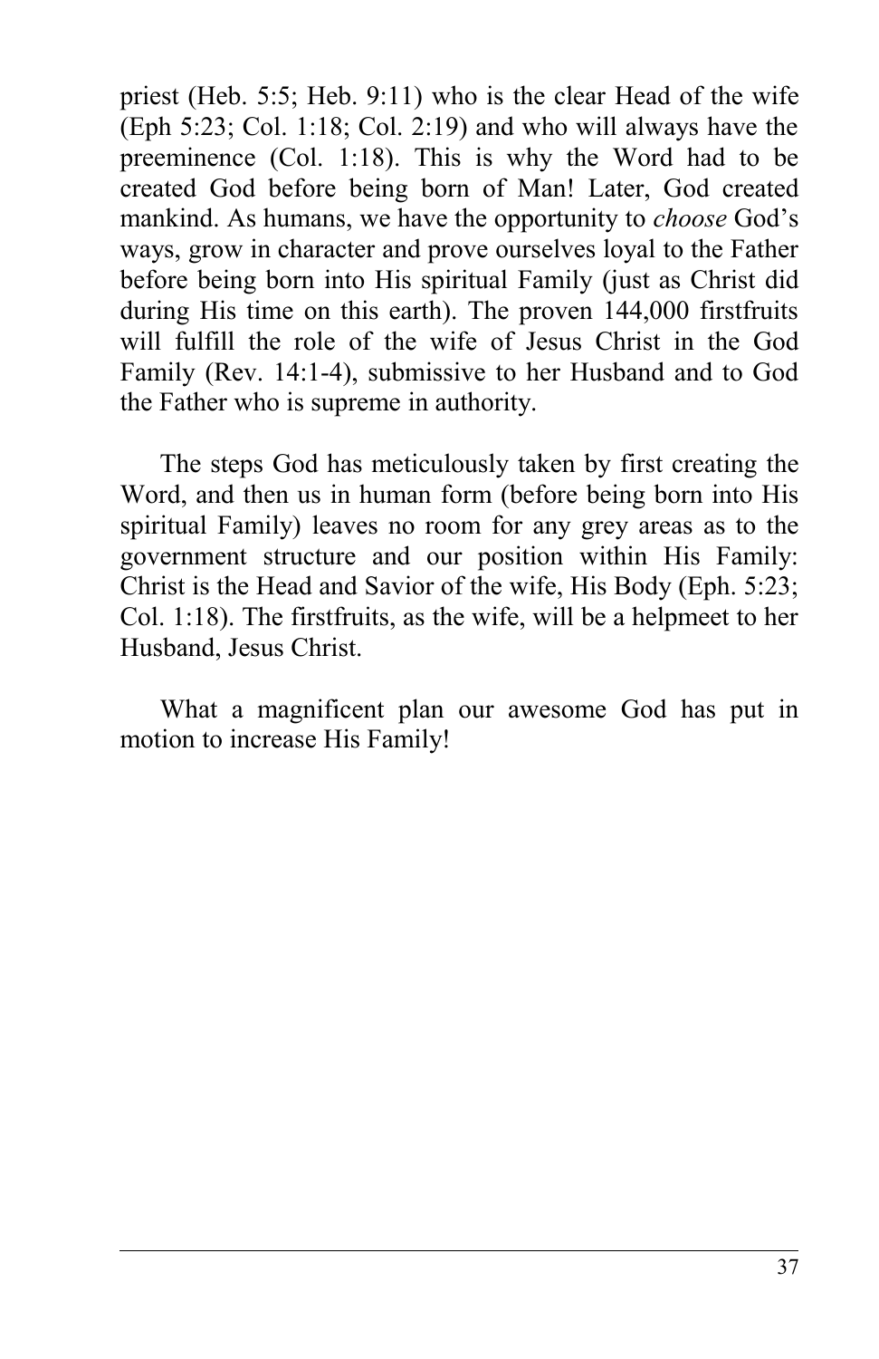priest (Heb. 5:5; Heb. 9:11) who is the clear Head of the wife (Eph 5:23; Col. 1:18; Col. 2:19) and who will always have the preeminence (Col. 1:18). This is why the Word had to be created God before being born of Man! Later, God created mankind. As humans, we have the opportunity to *choose* God's ways, grow in character and prove ourselves loyal to the Father before being born into His spiritual Family (just as Christ did during His time on this earth). The proven 144,000 firstfruits will fulfill the role of the wife of Jesus Christ in the God Family (Rev. 14:1-4), submissive to her Husband and to God the Father who is supreme in authority.

The steps God has meticulously taken by first creating the Word, and then us in human form (before being born into His spiritual Family) leaves no room for any grey areas as to the government structure and our position within His Family: Christ is the Head and Savior of the wife, His Body (Eph. 5:23; Col. 1:18). The firstfruits, as the wife, will be a helpmeet to her Husband, Jesus Christ.

What a magnificent plan our awesome God has put in motion to increase His Family!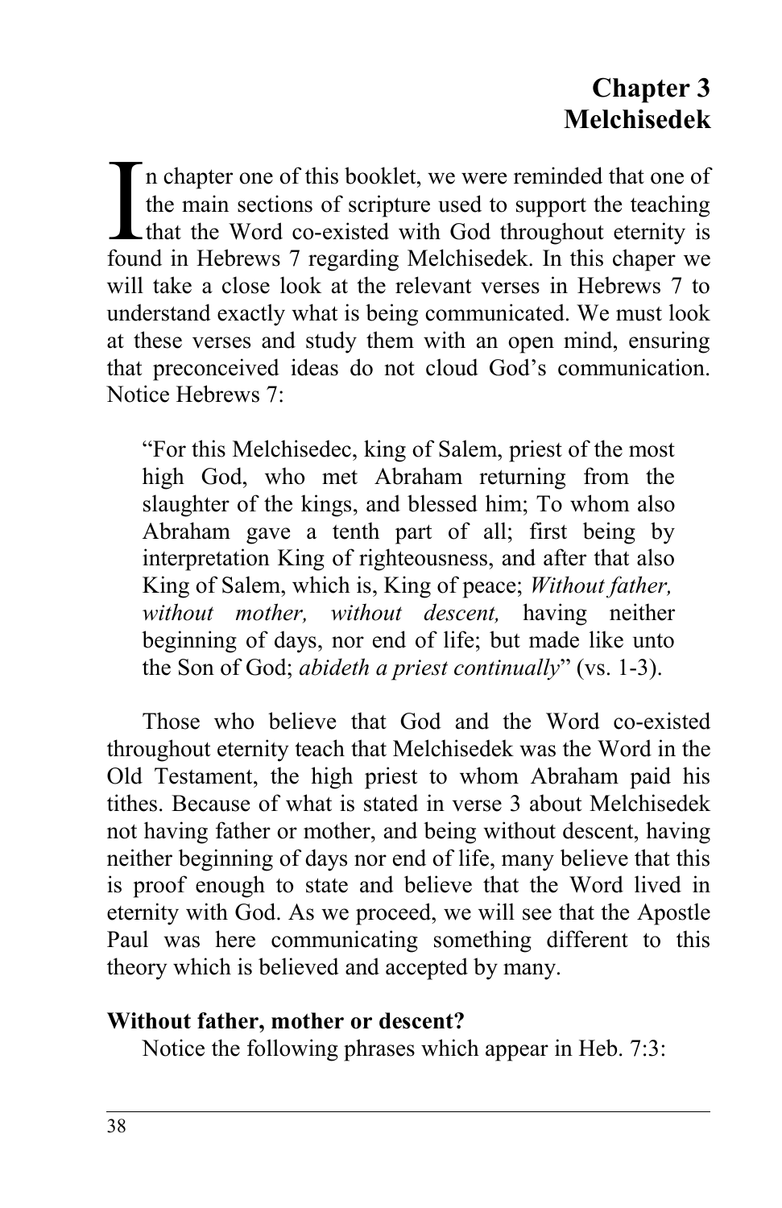# Chapter 3
# Melchisedek

In chapter one of this booklet, we were reminded that one of the main sections of scripture used to support the teaching that the Word co-existed with God throughout eternity is found in Hebrews 7 regarding Melchisedek. In this chaper we will take a close look at the relevant verses in Hebrews 7 to understand exactly what is being communicated. We must look at these verses and study them with an open mind, ensuring that preconceived ideas do not cloud God's communication. Notice Hebrews 7:

> "For this Melchisedec, king of Salem, priest of the most high God, who met Abraham returning from the slaughter of the kings, and blessed him; To whom also Abraham gave a tenth part of all; first being by interpretation King of righteousness, and after that also King of Salem, which is, King of peace; *Without father, without mother, without descent,* having neither beginning of days, nor end of life; but made like unto the Son of God; *abideth a priest continually*" (vs. 1-3).

Those who believe that God and the Word co-existed throughout eternity teach that Melchisedek was the Word in the Old Testament, the high priest to whom Abraham paid his tithes. Because of what is stated in verse 3 about Melchisedek not having father or mother, and being without descent, having neither beginning of days nor end of life, many believe that this is proof enough to state and believe that the Word lived in eternity with God. As we proceed, we will see that the Apostle Paul was here communicating something different to this theory which is believed and accepted by many.

**Without father, mother or descent?**

Notice the following phrases which appear in Heb. 7:3: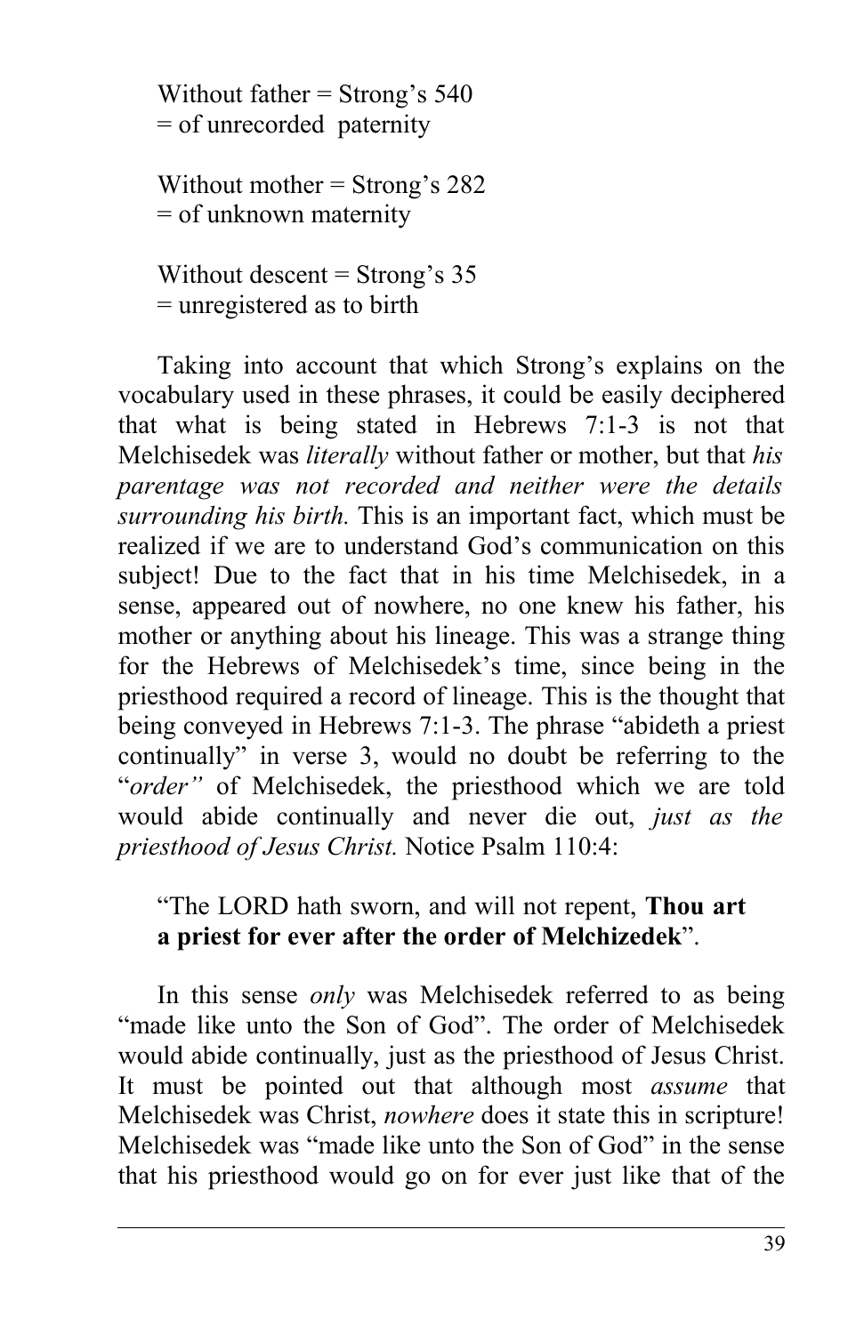Without father = Strong's 540  
= of unrecorded paternity

Without mother = Strong's 282  
= of unknown maternity

Without descent = Strong's 35  
= unregistered as to birth

Taking into account that which Strong's explains on the vocabulary used in these phrases, it could be easily deciphered that what is being stated in Hebrews 7:1-3 is not that Melchisedek was *literally* without father or mother, but that *his parentage was not recorded and neither were the details surrounding his birth.* This is an important fact, which must be realized if we are to understand God's communication on this subject! Due to the fact that in his time Melchisedek, in a sense, appeared out of nowhere, no one knew his father, his mother or anything about his lineage. This was a strange thing for the Hebrews of Melchisedek's time, since being in the priesthood required a record of lineage. This is the thought that being conveyed in Hebrews 7:1-3. The phrase "abideth a priest continually" in verse 3, would no doubt be referring to the "*order"* of Melchisedek, the priesthood which we are told would abide continually and never die out, *just as the priesthood of Jesus Christ.* Notice Psalm 110:4:

> "The LORD hath sworn, and will not repent, **Thou art a priest for ever after the order of Melchizedek**".

In this sense *only* was Melchisedek referred to as being "made like unto the Son of God". The order of Melchisedek would abide continually, just as the priesthood of Jesus Christ. It must be pointed out that although most *assume* that Melchisedek was Christ, *nowhere* does it state this in scripture! Melchisedek was "made like unto the Son of God" in the sense that his priesthood would go on for ever just like that of the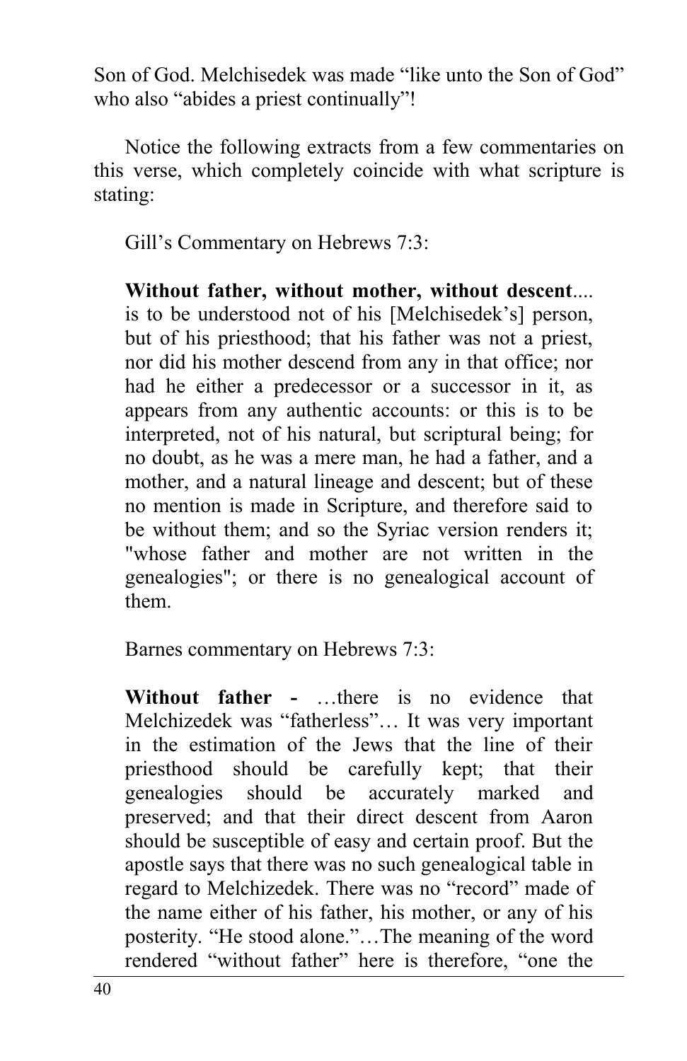Son of God. Melchisedek was made “like unto the Son of God” who also “abides a priest continually”!

Notice the following extracts from a few commentaries on this verse, which completely coincide with what scripture is stating:

> Gill’s Commentary on Hebrews 7:3:
>
> **Without father, without mother, without descent**.... is to be understood not of his [Melchisedek’s] person, but of his priesthood; that his father was not a priest, nor did his mother descend from any in that office; nor had he either a predecessor or a successor in it, as appears from any authentic accounts: or this is to be interpreted, not of his natural, but scriptural being; for no doubt, as he was a mere man, he had a father, and a mother, and a natural lineage and descent; but of these no mention is made in Scripture, and therefore said to be without them; and so the Syriac version renders it; "whose father and mother are not written in the genealogies"; or there is no genealogical account of them.
>
> Barnes commentary on Hebrews 7:3:
>
> **Without father -** …there is no evidence that Melchizedek was “fatherless”… It was very important in the estimation of the Jews that the line of their priesthood should be carefully kept; that their genealogies should be accurately marked and preserved; and that their direct descent from Aaron should be susceptible of easy and certain proof. But the apostle says that there was no such genealogical table in regard to Melchizedek. There was no “record” made of the name either of his father, his mother, or any of his posterity. “He stood alone.”…The meaning of the word rendered “without father” here is therefore, “one the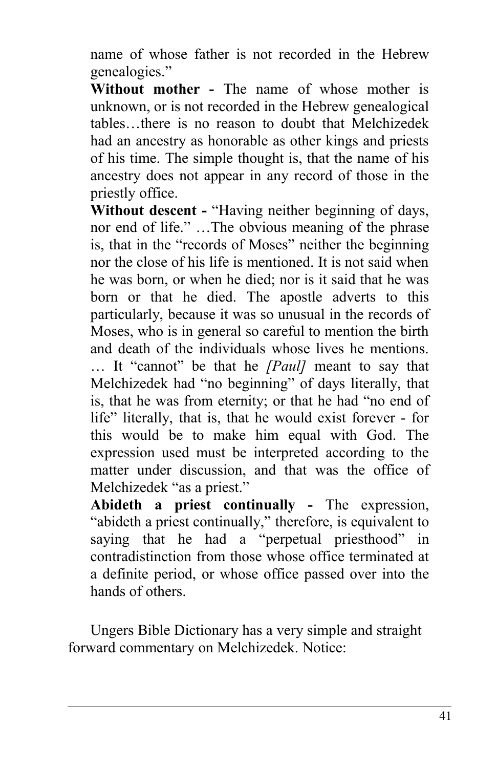name of whose father is not recorded in the Hebrew genealogies."

**Without mother -** The name of whose mother is unknown, or is not recorded in the Hebrew genealogical tables…there is no reason to doubt that Melchizedek had an ancestry as honorable as other kings and priests of his time. The simple thought is, that the name of his ancestry does not appear in any record of those in the priestly office.

**Without descent -** "Having neither beginning of days, nor end of life." …The obvious meaning of the phrase is, that in the "records of Moses" neither the beginning nor the close of his life is mentioned. It is not said when he was born, or when he died; nor is it said that he was born or that he died. The apostle adverts to this particularly, because it was so unusual in the records of Moses, who is in general so careful to mention the birth and death of the individuals whose lives he mentions. … It "cannot" be that he *[Paul]* meant to say that Melchizedek had "no beginning" of days literally, that is, that he was from eternity; or that he had "no end of life" literally, that is, that he would exist forever - for this would be to make him equal with God. The expression used must be interpreted according to the matter under discussion, and that was the office of Melchizedek "as a priest."

**Abideth a priest continually -** The expression, "abideth a priest continually," therefore, is equivalent to saying that he had a "perpetual priesthood" in contradistinction from those whose office terminated at a definite period, or whose office passed over into the hands of others.

Ungers Bible Dictionary has a very simple and straight forward commentary on Melchizedek. Notice: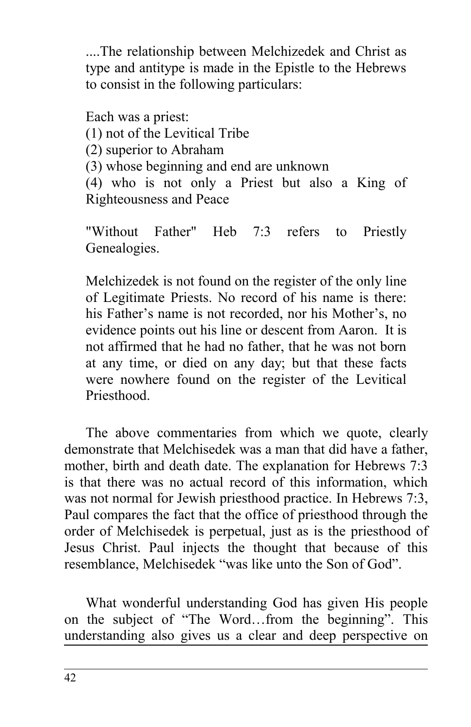....The relationship between Melchizedek and Christ as type and antitype is made in the Epistle to the Hebrews to consist in the following particulars:

Each was a priest:
(1) not of the Levitical Tribe
(2) superior to Abraham
(3) whose beginning and end are unknown
(4) who is not only a Priest but also a King of Righteousness and Peace

"Without Father" Heb 7:3 refers to Priestly Genealogies.

Melchizedek is not found on the register of the only line of Legitimate Priests. No record of his name is there: his Father's name is not recorded, nor his Mother's, no evidence points out his line or descent from Aaron. It is not affirmed that he had no father, that he was not born at any time, or died on any day; but that these facts were nowhere found on the register of the Levitical Priesthood.

The above commentaries from which we quote, clearly demonstrate that Melchisedek was a man that did have a father, mother, birth and death date. The explanation for Hebrews 7:3 is that there was no actual record of this information, which was not normal for Jewish priesthood practice. In Hebrews 7:3, Paul compares the fact that the office of priesthood through the order of Melchisedek is perpetual, just as is the priesthood of Jesus Christ. Paul injects the thought that because of this resemblance, Melchisedek "was like unto the Son of God".

What wonderful understanding God has given His people on the subject of "The Word…from the beginning". This understanding also gives us a clear and deep perspective on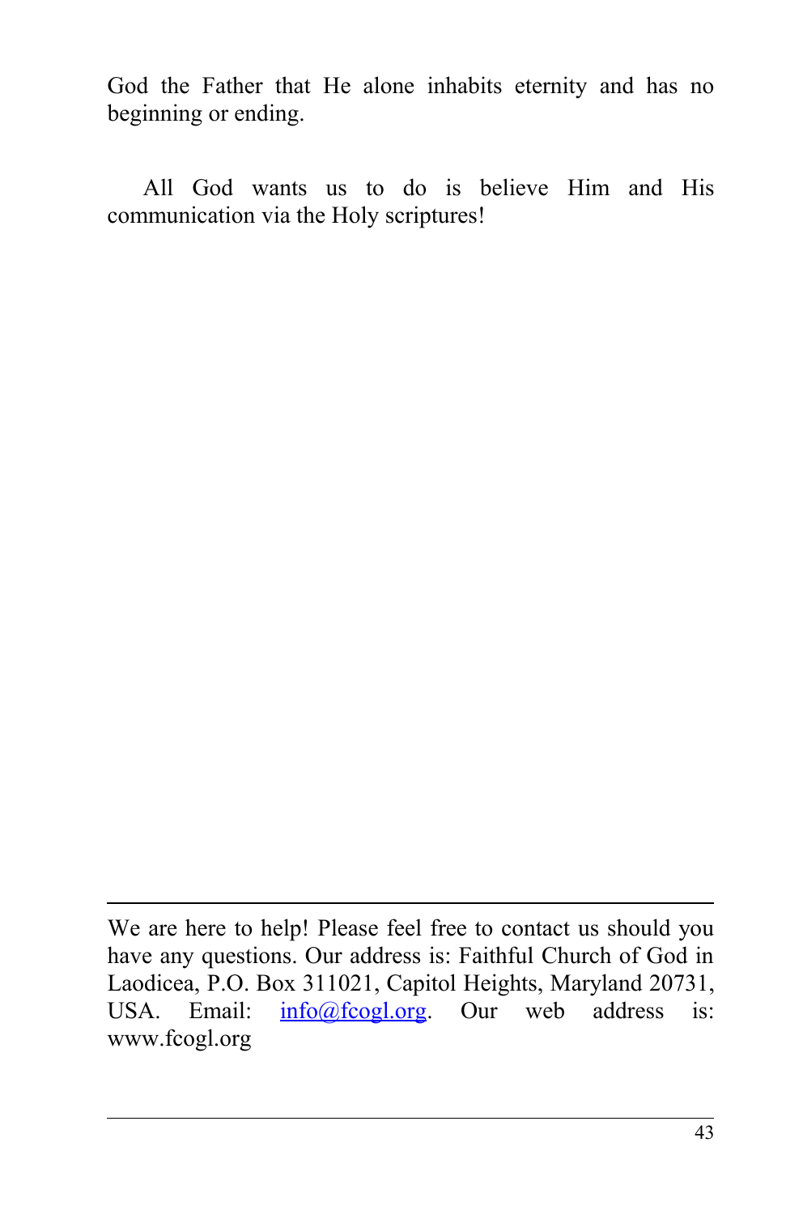God the Father that He alone inhabits eternity and has no beginning or ending.

All God wants us to do is believe Him and His communication via the Holy scriptures!

---

We are here to help! Please feel free to contact us should you have any questions. Our address is: Faithful Church of God in Laodicea, P.O. Box 311021, Capitol Heights, Maryland 20731, USA. Email: info@fcogl.org. Our web address is: www.fcogl.org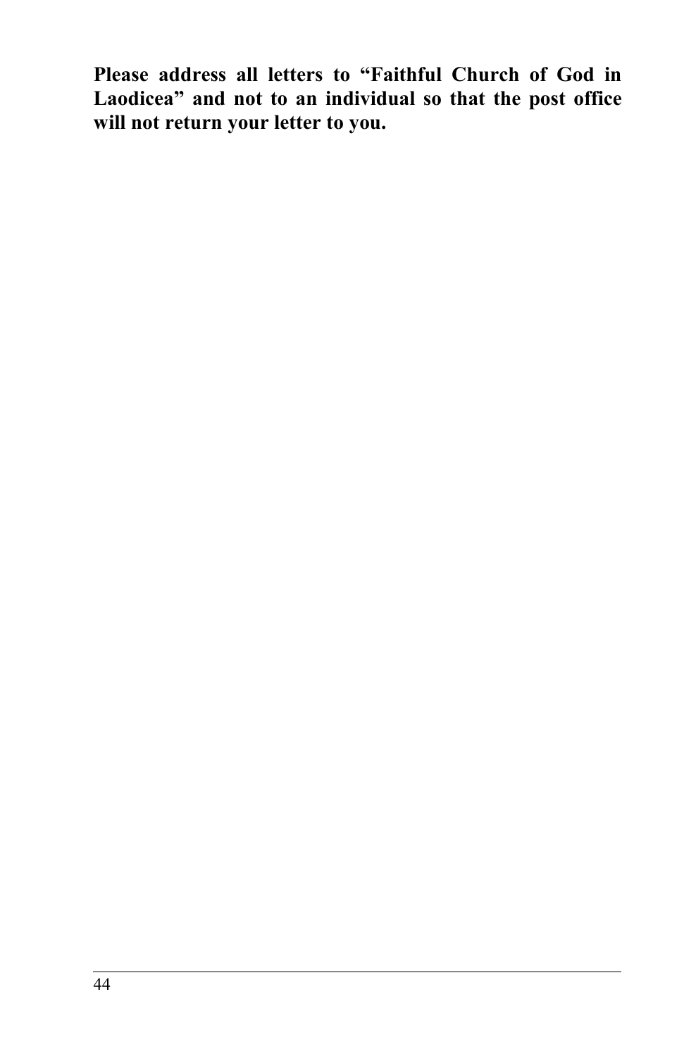**Please address all letters to “Faithful Church of God in Laodicea” and not to an individual so that the post office will not return your letter to you.**